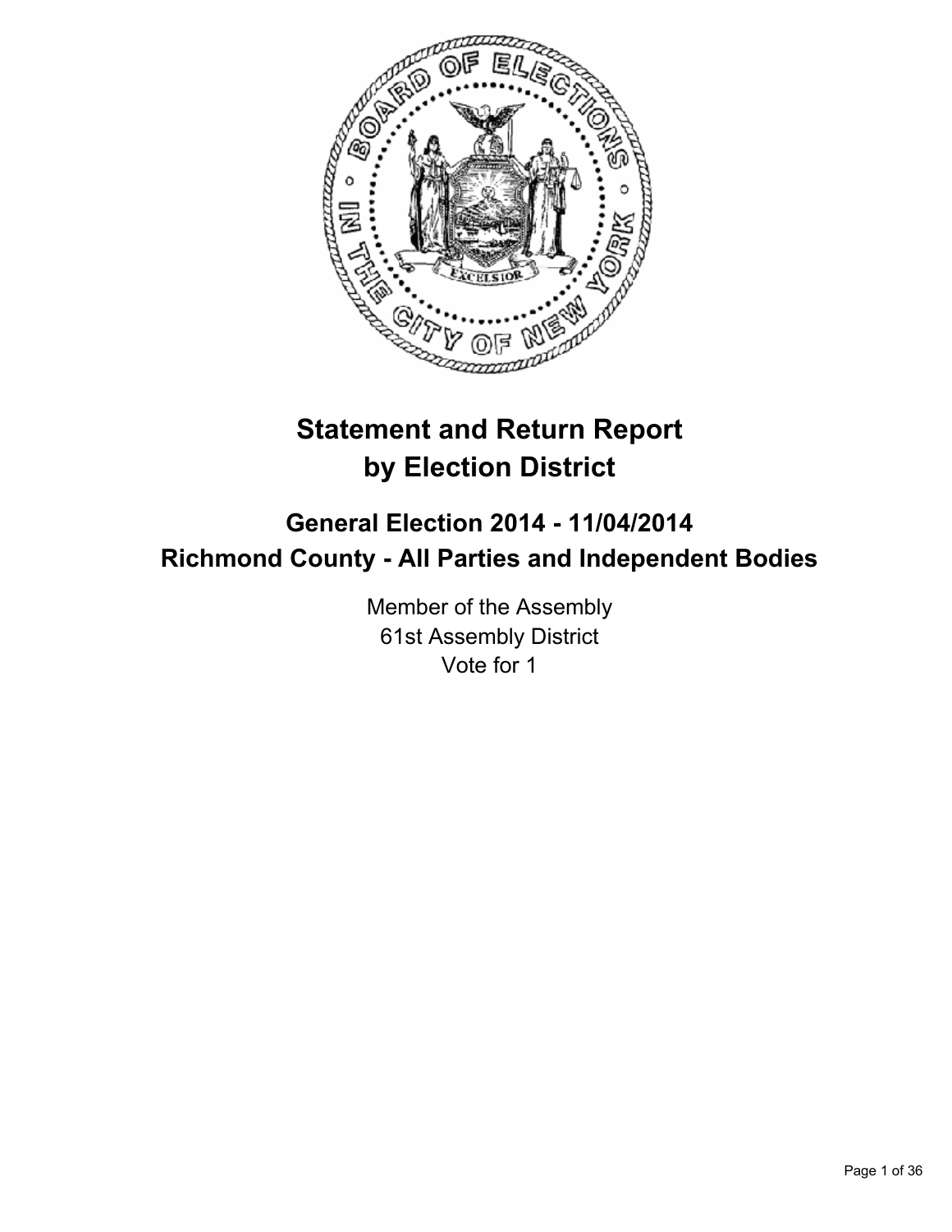# Statement and Return Report by Election District

## General Election 2014 - 11/04/2014
## Richmond County - All Parties and Independent Bodies

Member of the Assembly
61st Assembly District
Vote for 1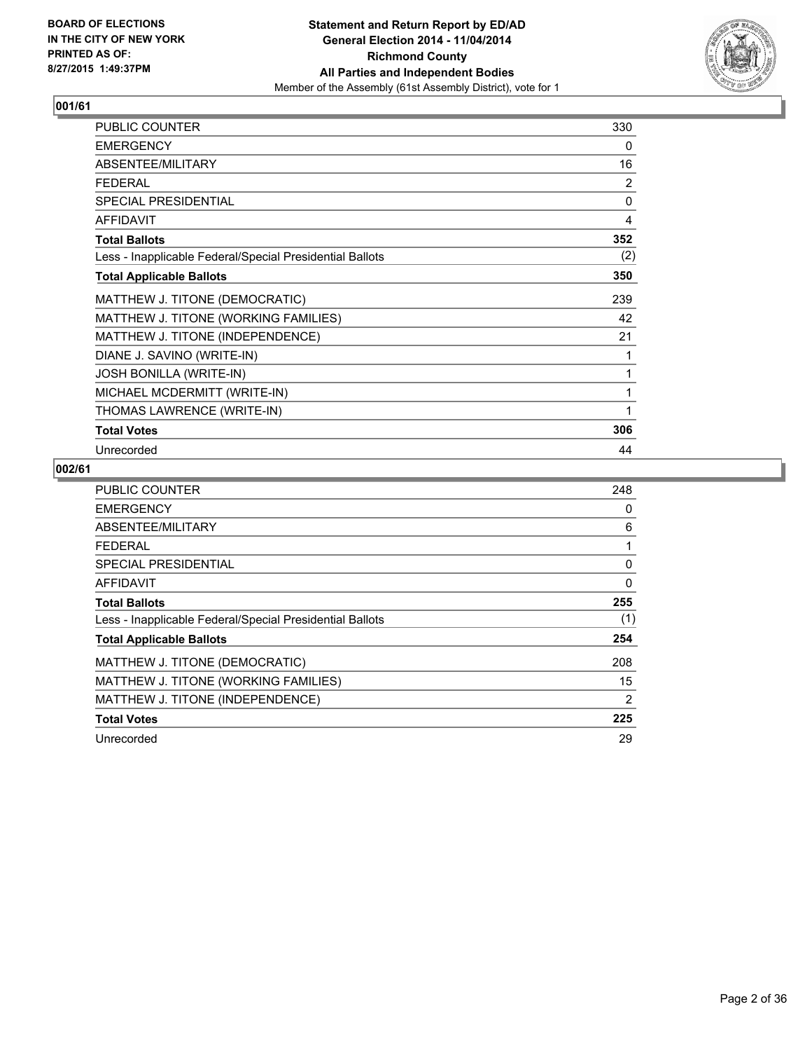**BOARD OF ELECTIONS**
**IN THE CITY OF NEW YORK**
**PRINTED AS OF:**
**8/27/2015 1:49:37PM**

**Statement and Return Report by ED/AD**
**General Election 2014 - 11/04/2014**
**Richmond County**
**All Parties and Independent Bodies**
Member of the Assembly (61st Assembly District), vote for 1

### 001/61

| | |
|---|---|
| PUBLIC COUNTER | 330 |
| EMERGENCY | 0 |
| ABSENTEE/MILITARY | 16 |
| FEDERAL | 2 |
| SPECIAL PRESIDENTIAL | 0 |
| AFFIDAVIT | 4 |
| **Total Ballots** | **352** |
| Less - Inapplicable Federal/Special Presidential Ballots | (2) |
| **Total Applicable Ballots** | **350** |
| MATTHEW J. TITONE (DEMOCRATIC) | 239 |
| MATTHEW J. TITONE (WORKING FAMILIES) | 42 |
| MATTHEW J. TITONE (INDEPENDENCE) | 21 |
| DIANE J. SAVINO (WRITE-IN) | 1 |
| JOSH BONILLA (WRITE-IN) | 1 |
| MICHAEL MCDERMITT (WRITE-IN) | 1 |
| THOMAS LAWRENCE (WRITE-IN) | 1 |
| **Total Votes** | **306** |
| Unrecorded | 44 |

### 002/61

| | |
|---|---|
| PUBLIC COUNTER | 248 |
| EMERGENCY | 0 |
| ABSENTEE/MILITARY | 6 |
| FEDERAL | 1 |
| SPECIAL PRESIDENTIAL | 0 |
| AFFIDAVIT | 0 |
| **Total Ballots** | **255** |
| Less - Inapplicable Federal/Special Presidential Ballots | (1) |
| **Total Applicable Ballots** | **254** |
| MATTHEW J. TITONE (DEMOCRATIC) | 208 |
| MATTHEW J. TITONE (WORKING FAMILIES) | 15 |
| MATTHEW J. TITONE (INDEPENDENCE) | 2 |
| **Total Votes** | **225** |
| Unrecorded | 29 |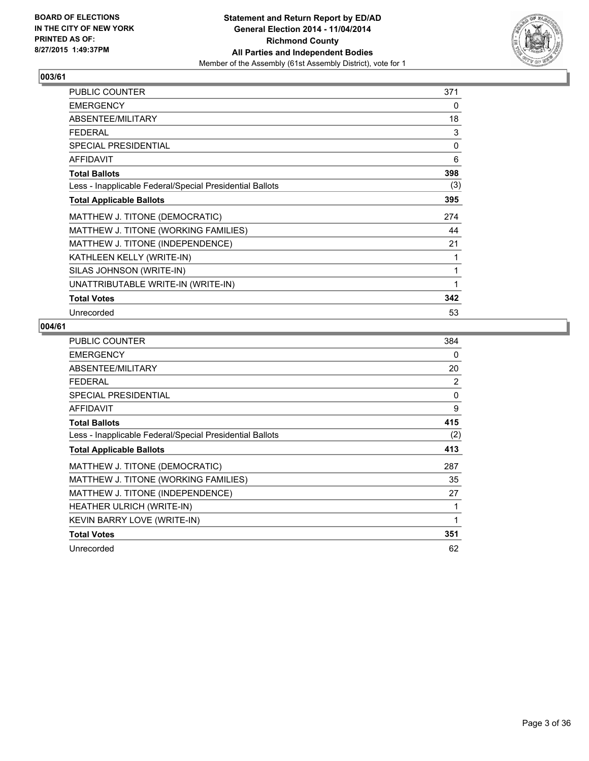**BOARD OF ELECTIONS IN THE CITY OF NEW YORK PRINTED AS OF: 8/27/2015 1:49:37PM**

**Statement and Return Report by ED/AD General Election 2014 - 11/04/2014 Richmond County All Parties and Independent Bodies**

Member of the Assembly (61st Assembly District), vote for 1

## 003/61

| | |
|---|---|
| PUBLIC COUNTER | 371 |
| EMERGENCY | 0 |
| ABSENTEE/MILITARY | 18 |
| FEDERAL | 3 |
| SPECIAL PRESIDENTIAL | 0 |
| AFFIDAVIT | 6 |
| **Total Ballots** | **398** |
| Less - Inapplicable Federal/Special Presidential Ballots | (3) |
| **Total Applicable Ballots** | **395** |
| MATTHEW J. TITONE (DEMOCRATIC) | 274 |
| MATTHEW J. TITONE (WORKING FAMILIES) | 44 |
| MATTHEW J. TITONE (INDEPENDENCE) | 21 |
| KATHLEEN KELLY (WRITE-IN) | 1 |
| SILAS JOHNSON (WRITE-IN) | 1 |
| UNATTRIBUTABLE WRITE-IN (WRITE-IN) | 1 |
| **Total Votes** | **342** |
| Unrecorded | 53 |

## 004/61

| | |
|---|---|
| PUBLIC COUNTER | 384 |
| EMERGENCY | 0 |
| ABSENTEE/MILITARY | 20 |
| FEDERAL | 2 |
| SPECIAL PRESIDENTIAL | 0 |
| AFFIDAVIT | 9 |
| **Total Ballots** | **415** |
| Less - Inapplicable Federal/Special Presidential Ballots | (2) |
| **Total Applicable Ballots** | **413** |
| MATTHEW J. TITONE (DEMOCRATIC) | 287 |
| MATTHEW J. TITONE (WORKING FAMILIES) | 35 |
| MATTHEW J. TITONE (INDEPENDENCE) | 27 |
| HEATHER ULRICH (WRITE-IN) | 1 |
| KEVIN BARRY LOVE (WRITE-IN) | 1 |
| **Total Votes** | **351** |
| Unrecorded | 62 |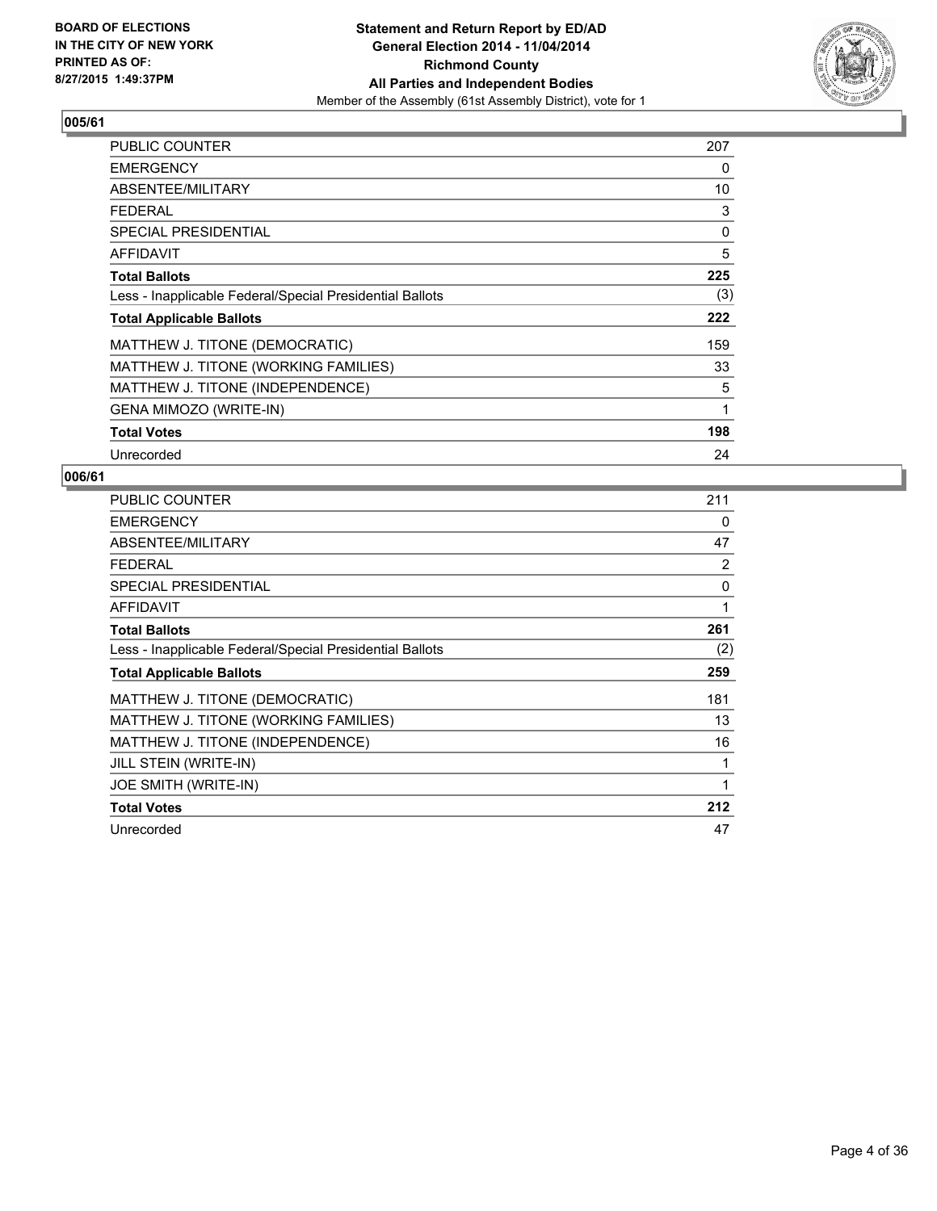**BOARD OF ELECTIONS IN THE CITY OF NEW YORK PRINTED AS OF: 8/27/2015 1:49:37PM**

**Statement and Return Report by ED/AD General Election 2014 - 11/04/2014 Richmond County All Parties and Independent Bodies**

Member of the Assembly (61st Assembly District), vote for 1

### 005/61

| | |
|---|---|
| PUBLIC COUNTER | 207 |
| EMERGENCY | 0 |
| ABSENTEE/MILITARY | 10 |
| FEDERAL | 3 |
| SPECIAL PRESIDENTIAL | 0 |
| AFFIDAVIT | 5 |
| **Total Ballots** | **225** |
| Less - Inapplicable Federal/Special Presidential Ballots | (3) |
| **Total Applicable Ballots** | **222** |
| MATTHEW J. TITONE (DEMOCRATIC) | 159 |
| MATTHEW J. TITONE (WORKING FAMILIES) | 33 |
| MATTHEW J. TITONE (INDEPENDENCE) | 5 |
| GENA MIMOZO (WRITE-IN) | 1 |
| **Total Votes** | **198** |
| Unrecorded | 24 |

### 006/61

| | |
|---|---|
| PUBLIC COUNTER | 211 |
| EMERGENCY | 0 |
| ABSENTEE/MILITARY | 47 |
| FEDERAL | 2 |
| SPECIAL PRESIDENTIAL | 0 |
| AFFIDAVIT | 1 |
| **Total Ballots** | **261** |
| Less - Inapplicable Federal/Special Presidential Ballots | (2) |
| **Total Applicable Ballots** | **259** |
| MATTHEW J. TITONE (DEMOCRATIC) | 181 |
| MATTHEW J. TITONE (WORKING FAMILIES) | 13 |
| MATTHEW J. TITONE (INDEPENDENCE) | 16 |
| JILL STEIN (WRITE-IN) | 1 |
| JOE SMITH (WRITE-IN) | 1 |
| **Total Votes** | **212** |
| Unrecorded | 47 |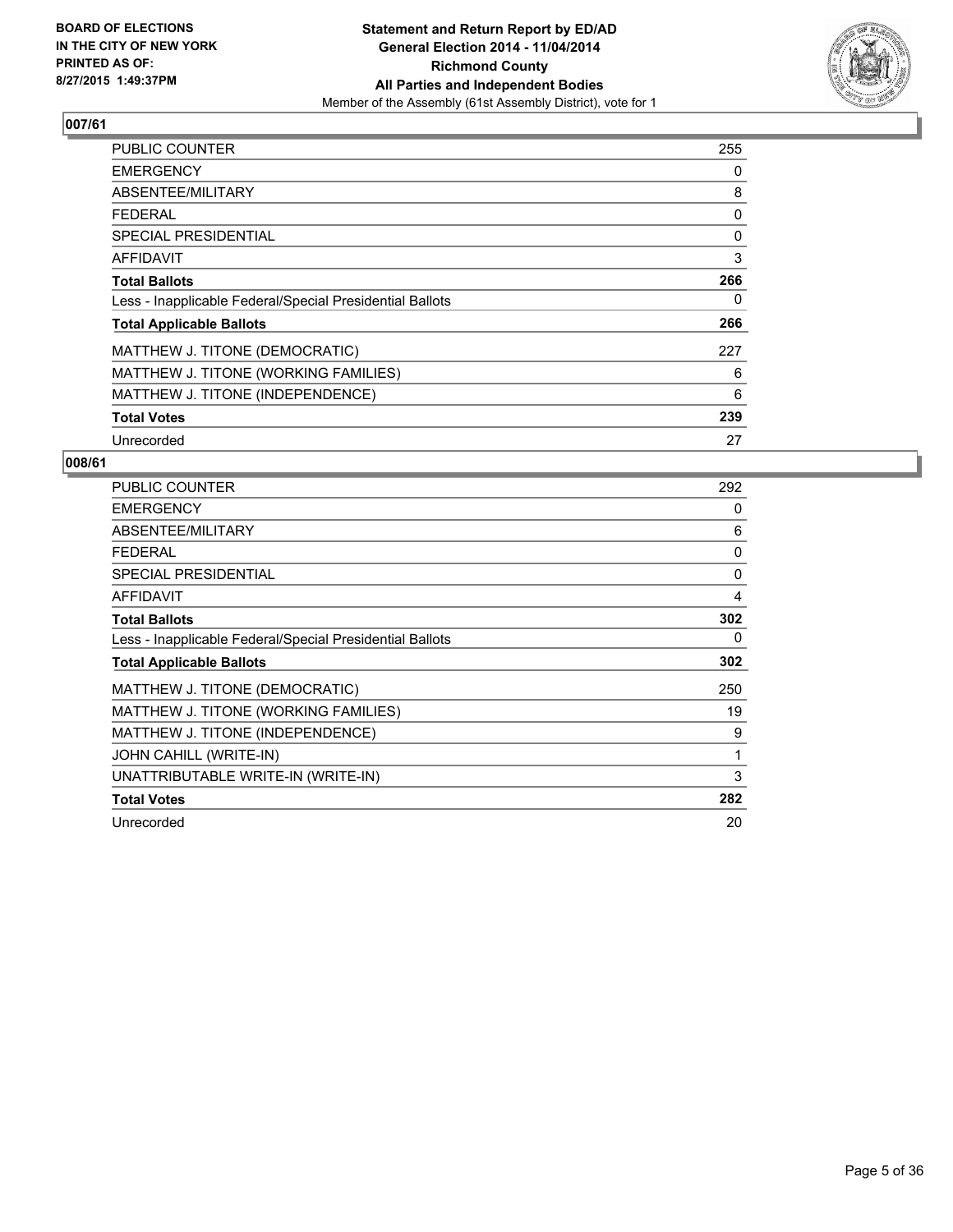**BOARD OF ELECTIONS IN THE CITY OF NEW YORK PRINTED AS OF: 8/27/2015 1:49:37PM**

**Statement and Return Report by ED/AD General Election 2014 - 11/04/2014 Richmond County All Parties and Independent Bodies**
Member of the Assembly (61st Assembly District), vote for 1

### 007/61

| | |
|---|---|
| PUBLIC COUNTER | 255 |
| EMERGENCY | 0 |
| ABSENTEE/MILITARY | 8 |
| FEDERAL | 0 |
| SPECIAL PRESIDENTIAL | 0 |
| AFFIDAVIT | 3 |
| **Total Ballots** | **266** |
| Less - Inapplicable Federal/Special Presidential Ballots | 0 |
| **Total Applicable Ballots** | **266** |
| MATTHEW J. TITONE (DEMOCRATIC) | 227 |
| MATTHEW J. TITONE (WORKING FAMILIES) | 6 |
| MATTHEW J. TITONE (INDEPENDENCE) | 6 |
| **Total Votes** | **239** |
| Unrecorded | 27 |

### 008/61

| | |
|---|---|
| PUBLIC COUNTER | 292 |
| EMERGENCY | 0 |
| ABSENTEE/MILITARY | 6 |
| FEDERAL | 0 |
| SPECIAL PRESIDENTIAL | 0 |
| AFFIDAVIT | 4 |
| **Total Ballots** | **302** |
| Less - Inapplicable Federal/Special Presidential Ballots | 0 |
| **Total Applicable Ballots** | **302** |
| MATTHEW J. TITONE (DEMOCRATIC) | 250 |
| MATTHEW J. TITONE (WORKING FAMILIES) | 19 |
| MATTHEW J. TITONE (INDEPENDENCE) | 9 |
| JOHN CAHILL (WRITE-IN) | 1 |
| UNATTRIBUTABLE WRITE-IN (WRITE-IN) | 3 |
| **Total Votes** | **282** |
| Unrecorded | 20 |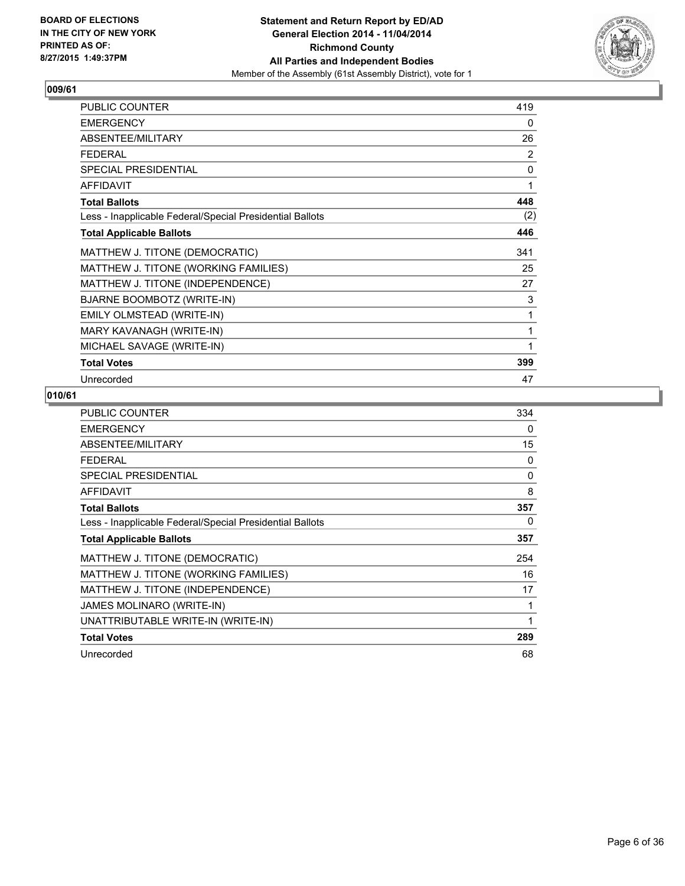**BOARD OF ELECTIONS IN THE CITY OF NEW YORK PRINTED AS OF: 8/27/2015 1:49:37PM**

**Statement and Return Report by ED/AD General Election 2014 - 11/04/2014 Richmond County All Parties and Independent Bodies**

Member of the Assembly (61st Assembly District), vote for 1

## 009/61

| | |
|---|---|
| PUBLIC COUNTER | 419 |
| EMERGENCY | 0 |
| ABSENTEE/MILITARY | 26 |
| FEDERAL | 2 |
| SPECIAL PRESIDENTIAL | 0 |
| AFFIDAVIT | 1 |
| **Total Ballots** | **448** |
| Less - Inapplicable Federal/Special Presidential Ballots | (2) |
| **Total Applicable Ballots** | **446** |
| MATTHEW J. TITONE (DEMOCRATIC) | 341 |
| MATTHEW J. TITONE (WORKING FAMILIES) | 25 |
| MATTHEW J. TITONE (INDEPENDENCE) | 27 |
| BJARNE BOOMBOTZ (WRITE-IN) | 3 |
| EMILY OLMSTEAD (WRITE-IN) | 1 |
| MARY KAVANAGH (WRITE-IN) | 1 |
| MICHAEL SAVAGE (WRITE-IN) | 1 |
| **Total Votes** | **399** |
| Unrecorded | 47 |

## 010/61

| | |
|---|---|
| PUBLIC COUNTER | 334 |
| EMERGENCY | 0 |
| ABSENTEE/MILITARY | 15 |
| FEDERAL | 0 |
| SPECIAL PRESIDENTIAL | 0 |
| AFFIDAVIT | 8 |
| **Total Ballots** | **357** |
| Less - Inapplicable Federal/Special Presidential Ballots | 0 |
| **Total Applicable Ballots** | **357** |
| MATTHEW J. TITONE (DEMOCRATIC) | 254 |
| MATTHEW J. TITONE (WORKING FAMILIES) | 16 |
| MATTHEW J. TITONE (INDEPENDENCE) | 17 |
| JAMES MOLINARO (WRITE-IN) | 1 |
| UNATTRIBUTABLE WRITE-IN (WRITE-IN) | 1 |
| **Total Votes** | **289** |
| Unrecorded | 68 |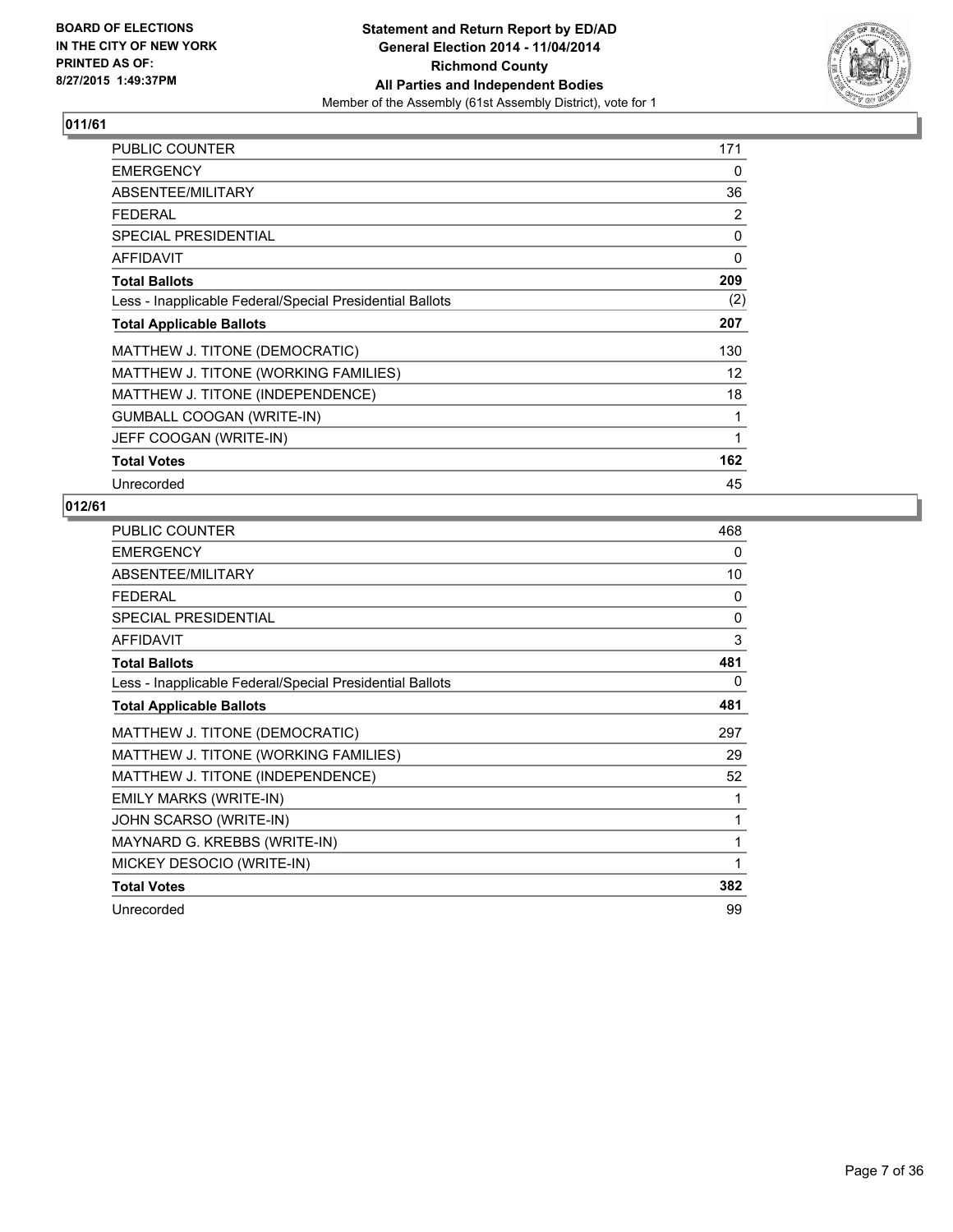BOARD OF ELECTIONS
IN THE CITY OF NEW YORK
PRINTED AS OF:
8/27/2015 1:49:37PM

**Statement and Return Report by ED/AD**
**General Election 2014 - 11/04/2014**
**Richmond County**
**All Parties and Independent Bodies**
Member of the Assembly (61st Assembly District), vote for 1

## 011/61

| | |
|---|---|
| PUBLIC COUNTER | 171 |
| EMERGENCY | 0 |
| ABSENTEE/MILITARY | 36 |
| FEDERAL | 2 |
| SPECIAL PRESIDENTIAL | 0 |
| AFFIDAVIT | 0 |
| **Total Ballots** | **209** |
| Less - Inapplicable Federal/Special Presidential Ballots | (2) |
| **Total Applicable Ballots** | **207** |
| MATTHEW J. TITONE (DEMOCRATIC) | 130 |
| MATTHEW J. TITONE (WORKING FAMILIES) | 12 |
| MATTHEW J. TITONE (INDEPENDENCE) | 18 |
| GUMBALL COOGAN (WRITE-IN) | 1 |
| JEFF COOGAN (WRITE-IN) | 1 |
| **Total Votes** | **162** |
| Unrecorded | 45 |

## 012/61

| | |
|---|---|
| PUBLIC COUNTER | 468 |
| EMERGENCY | 0 |
| ABSENTEE/MILITARY | 10 |
| FEDERAL | 0 |
| SPECIAL PRESIDENTIAL | 0 |
| AFFIDAVIT | 3 |
| **Total Ballots** | **481** |
| Less - Inapplicable Federal/Special Presidential Ballots | 0 |
| **Total Applicable Ballots** | **481** |
| MATTHEW J. TITONE (DEMOCRATIC) | 297 |
| MATTHEW J. TITONE (WORKING FAMILIES) | 29 |
| MATTHEW J. TITONE (INDEPENDENCE) | 52 |
| EMILY MARKS (WRITE-IN) | 1 |
| JOHN SCARSO (WRITE-IN) | 1 |
| MAYNARD G. KREBBS (WRITE-IN) | 1 |
| MICKEY DESOCIO (WRITE-IN) | 1 |
| **Total Votes** | **382** |
| Unrecorded | 99 |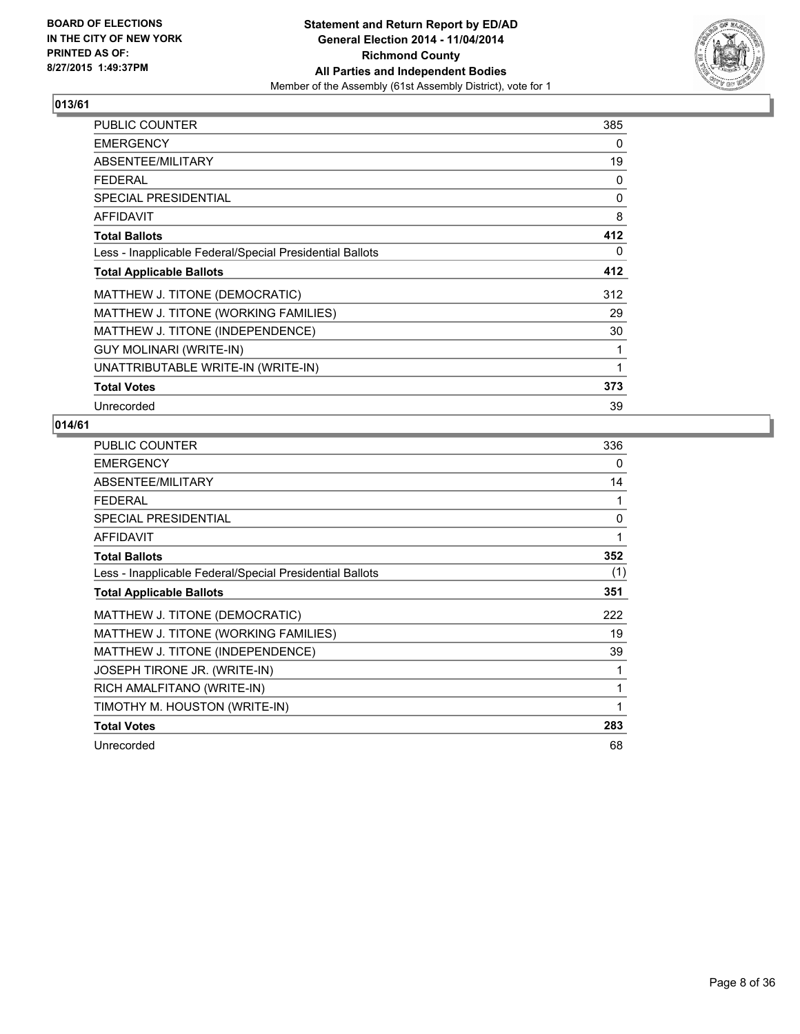**BOARD OF ELECTIONS IN THE CITY OF NEW YORK PRINTED AS OF: 8/27/2015 1:49:37PM**

**Statement and Return Report by ED/AD General Election 2014 - 11/04/2014 Richmond County All Parties and Independent Bodies**

Member of the Assembly (61st Assembly District), vote for 1

## 013/61

| | |
|---|---|
| PUBLIC COUNTER | 385 |
| EMERGENCY | 0 |
| ABSENTEE/MILITARY | 19 |
| FEDERAL | 0 |
| SPECIAL PRESIDENTIAL | 0 |
| AFFIDAVIT | 8 |
| **Total Ballots** | **412** |
| Less - Inapplicable Federal/Special Presidential Ballots | 0 |
| **Total Applicable Ballots** | **412** |
| MATTHEW J. TITONE (DEMOCRATIC) | 312 |
| MATTHEW J. TITONE (WORKING FAMILIES) | 29 |
| MATTHEW J. TITONE (INDEPENDENCE) | 30 |
| GUY MOLINARI (WRITE-IN) | 1 |
| UNATTRIBUTABLE WRITE-IN (WRITE-IN) | 1 |
| **Total Votes** | **373** |
| Unrecorded | 39 |

## 014/61

| | |
|---|---|
| PUBLIC COUNTER | 336 |
| EMERGENCY | 0 |
| ABSENTEE/MILITARY | 14 |
| FEDERAL | 1 |
| SPECIAL PRESIDENTIAL | 0 |
| AFFIDAVIT | 1 |
| **Total Ballots** | **352** |
| Less - Inapplicable Federal/Special Presidential Ballots | (1) |
| **Total Applicable Ballots** | **351** |
| MATTHEW J. TITONE (DEMOCRATIC) | 222 |
| MATTHEW J. TITONE (WORKING FAMILIES) | 19 |
| MATTHEW J. TITONE (INDEPENDENCE) | 39 |
| JOSEPH TIRONE JR. (WRITE-IN) | 1 |
| RICH AMALFITANO (WRITE-IN) | 1 |
| TIMOTHY M. HOUSTON (WRITE-IN) | 1 |
| **Total Votes** | **283** |
| Unrecorded | 68 |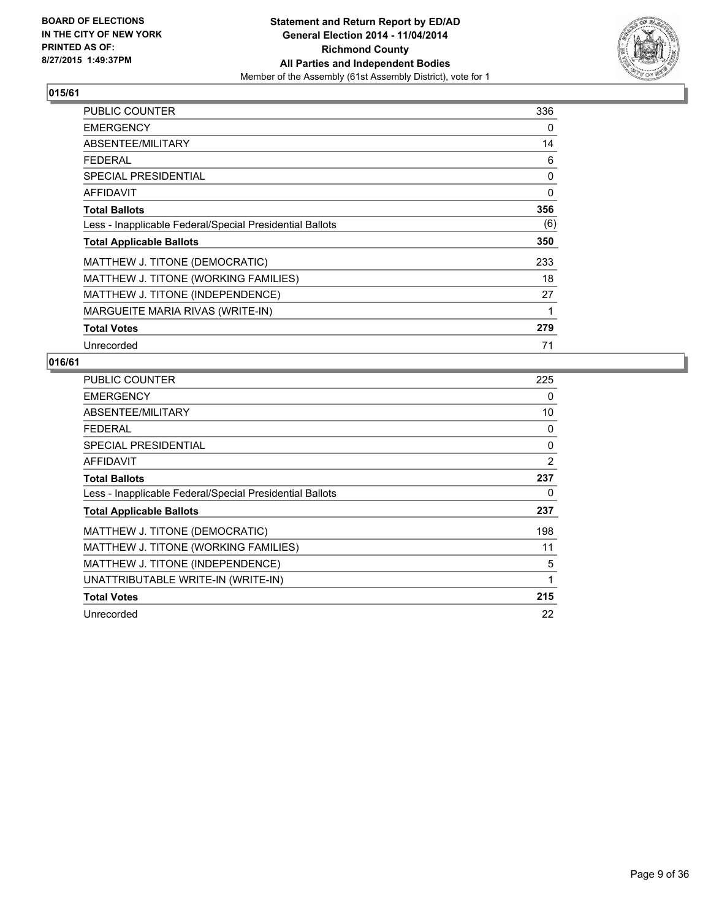## 015/61

| | |
|---|---|
| PUBLIC COUNTER | 336 |
| EMERGENCY | 0 |
| ABSENTEE/MILITARY | 14 |
| FEDERAL | 6 |
| SPECIAL PRESIDENTIAL | 0 |
| AFFIDAVIT | 0 |
| **Total Ballots** | **356** |
| Less - Inapplicable Federal/Special Presidential Ballots | (6) |
| **Total Applicable Ballots** | **350** |
| MATTHEW J. TITONE (DEMOCRATIC) | 233 |
| MATTHEW J. TITONE (WORKING FAMILIES) | 18 |
| MATTHEW J. TITONE (INDEPENDENCE) | 27 |
| MARGUEITE MARIA RIVAS (WRITE-IN) | 1 |
| **Total Votes** | **279** |
| Unrecorded | 71 |

## 016/61

| | |
|---|---|
| PUBLIC COUNTER | 225 |
| EMERGENCY | 0 |
| ABSENTEE/MILITARY | 10 |
| FEDERAL | 0 |
| SPECIAL PRESIDENTIAL | 0 |
| AFFIDAVIT | 2 |
| **Total Ballots** | **237** |
| Less - Inapplicable Federal/Special Presidential Ballots | 0 |
| **Total Applicable Ballots** | **237** |
| MATTHEW J. TITONE (DEMOCRATIC) | 198 |
| MATTHEW J. TITONE (WORKING FAMILIES) | 11 |
| MATTHEW J. TITONE (INDEPENDENCE) | 5 |
| UNATTRIBUTABLE WRITE-IN (WRITE-IN) | 1 |
| **Total Votes** | **215** |
| Unrecorded | 22 |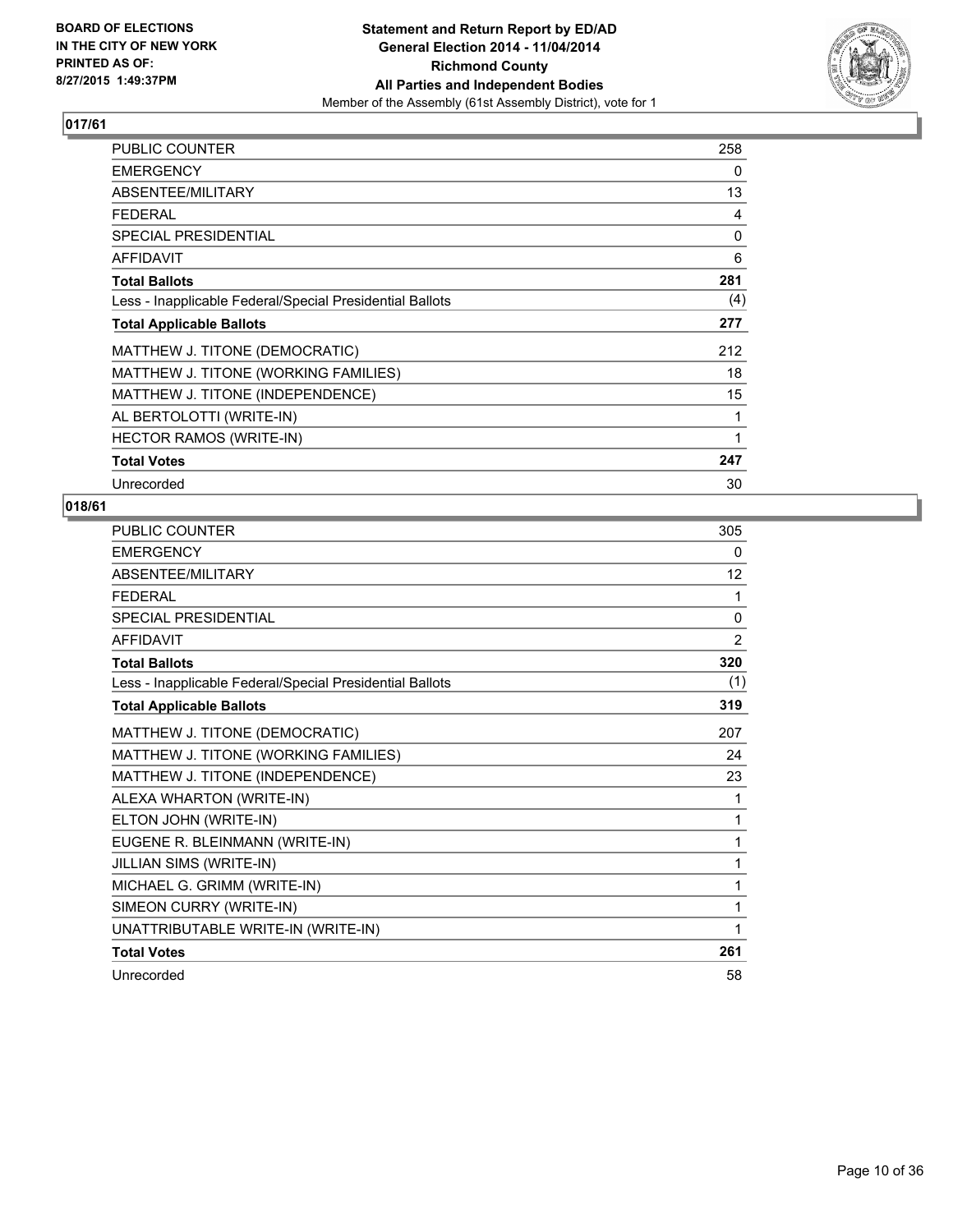**BOARD OF ELECTIONS IN THE CITY OF NEW YORK PRINTED AS OF: 8/27/2015 1:49:37PM**

**Statement and Return Report by ED/AD General Election 2014 - 11/04/2014 Richmond County All Parties and Independent Bodies**

Member of the Assembly (61st Assembly District), vote for 1

## 017/61

| | |
|---|---|
| PUBLIC COUNTER | 258 |
| EMERGENCY | 0 |
| ABSENTEE/MILITARY | 13 |
| FEDERAL | 4 |
| SPECIAL PRESIDENTIAL | 0 |
| AFFIDAVIT | 6 |
| **Total Ballots** | **281** |
| Less - Inapplicable Federal/Special Presidential Ballots | (4) |
| **Total Applicable Ballots** | **277** |
| MATTHEW J. TITONE (DEMOCRATIC) | 212 |
| MATTHEW J. TITONE (WORKING FAMILIES) | 18 |
| MATTHEW J. TITONE (INDEPENDENCE) | 15 |
| AL BERTOLOTTI (WRITE-IN) | 1 |
| HECTOR RAMOS (WRITE-IN) | 1 |
| **Total Votes** | **247** |
| Unrecorded | 30 |

## 018/61

| | |
|---|---|
| PUBLIC COUNTER | 305 |
| EMERGENCY | 0 |
| ABSENTEE/MILITARY | 12 |
| FEDERAL | 1 |
| SPECIAL PRESIDENTIAL | 0 |
| AFFIDAVIT | 2 |
| **Total Ballots** | **320** |
| Less - Inapplicable Federal/Special Presidential Ballots | (1) |
| **Total Applicable Ballots** | **319** |
| MATTHEW J. TITONE (DEMOCRATIC) | 207 |
| MATTHEW J. TITONE (WORKING FAMILIES) | 24 |
| MATTHEW J. TITONE (INDEPENDENCE) | 23 |
| ALEXA WHARTON (WRITE-IN) | 1 |
| ELTON JOHN (WRITE-IN) | 1 |
| EUGENE R. BLEINMANN (WRITE-IN) | 1 |
| JILLIAN SIMS (WRITE-IN) | 1 |
| MICHAEL G. GRIMM (WRITE-IN) | 1 |
| SIMEON CURRY (WRITE-IN) | 1 |
| UNATTRIBUTABLE WRITE-IN (WRITE-IN) | 1 |
| **Total Votes** | **261** |
| Unrecorded | 58 |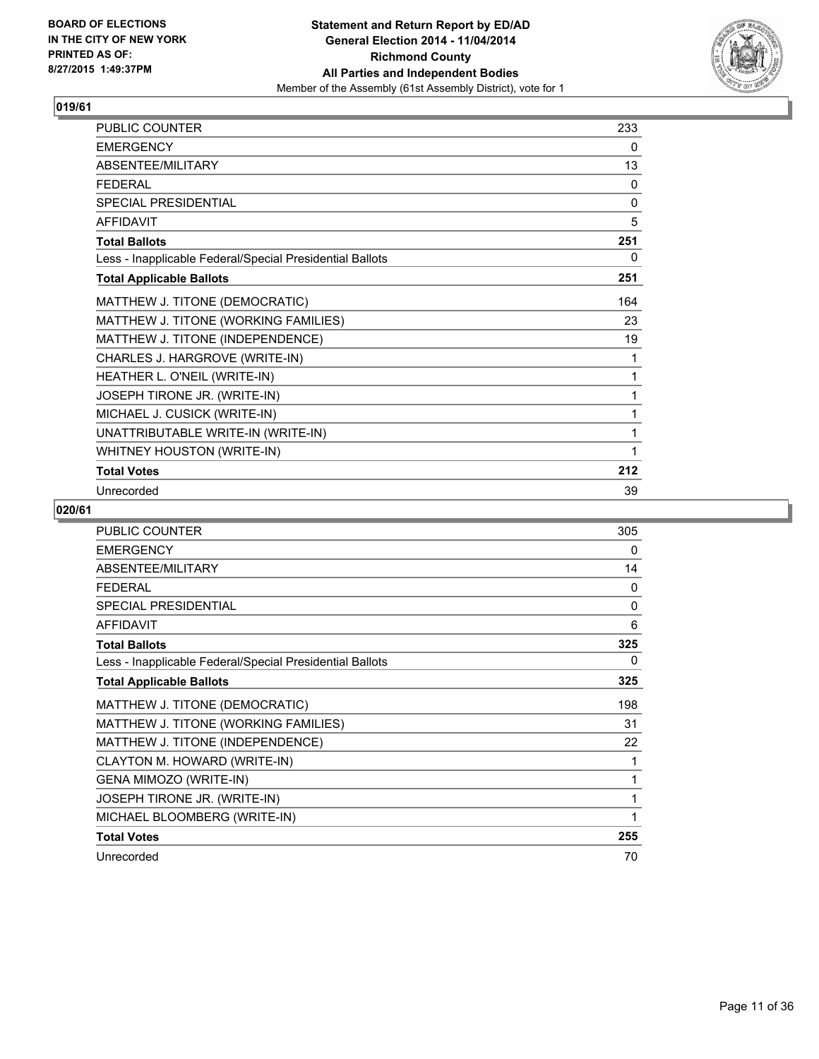BOARD OF ELECTIONS
IN THE CITY OF NEW YORK
PRINTED AS OF:
8/27/2015 1:49:37PM

**Statement and Return Report by ED/AD**
**General Election 2014 - 11/04/2014**
**Richmond County**
**All Parties and Independent Bodies**
Member of the Assembly (61st Assembly District), vote for 1

## 019/61

| | |
|---|---|
| PUBLIC COUNTER | 233 |
| EMERGENCY | 0 |
| ABSENTEE/MILITARY | 13 |
| FEDERAL | 0 |
| SPECIAL PRESIDENTIAL | 0 |
| AFFIDAVIT | 5 |
| **Total Ballots** | **251** |
| Less - Inapplicable Federal/Special Presidential Ballots | 0 |
| **Total Applicable Ballots** | **251** |
| MATTHEW J. TITONE (DEMOCRATIC) | 164 |
| MATTHEW J. TITONE (WORKING FAMILIES) | 23 |
| MATTHEW J. TITONE (INDEPENDENCE) | 19 |
| CHARLES J. HARGROVE (WRITE-IN) | 1 |
| HEATHER L. O'NEIL (WRITE-IN) | 1 |
| JOSEPH TIRONE JR. (WRITE-IN) | 1 |
| MICHAEL J. CUSICK (WRITE-IN) | 1 |
| UNATTRIBUTABLE WRITE-IN (WRITE-IN) | 1 |
| WHITNEY HOUSTON (WRITE-IN) | 1 |
| **Total Votes** | **212** |
| Unrecorded | 39 |

## 020/61

| | |
|---|---|
| PUBLIC COUNTER | 305 |
| EMERGENCY | 0 |
| ABSENTEE/MILITARY | 14 |
| FEDERAL | 0 |
| SPECIAL PRESIDENTIAL | 0 |
| AFFIDAVIT | 6 |
| **Total Ballots** | **325** |
| Less - Inapplicable Federal/Special Presidential Ballots | 0 |
| **Total Applicable Ballots** | **325** |
| MATTHEW J. TITONE (DEMOCRATIC) | 198 |
| MATTHEW J. TITONE (WORKING FAMILIES) | 31 |
| MATTHEW J. TITONE (INDEPENDENCE) | 22 |
| CLAYTON M. HOWARD (WRITE-IN) | 1 |
| GENA MIMOZO (WRITE-IN) | 1 |
| JOSEPH TIRONE JR. (WRITE-IN) | 1 |
| MICHAEL BLOOMBERG (WRITE-IN) | 1 |
| **Total Votes** | **255** |
| Unrecorded | 70 |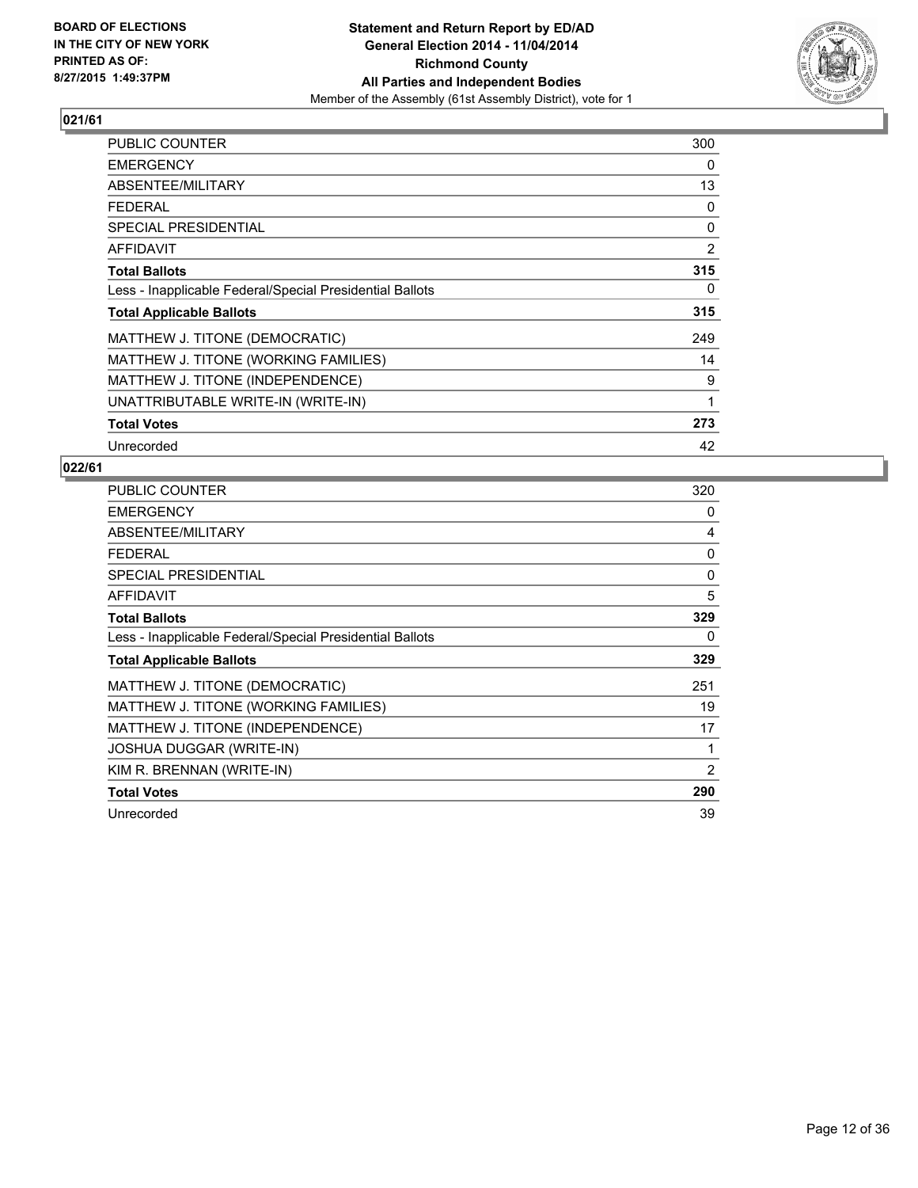BOARD OF ELECTIONS
IN THE CITY OF NEW YORK
PRINTED AS OF:
8/27/2015 1:49:37PM

**Statement and Return Report by ED/AD**
**General Election 2014 - 11/04/2014**
**Richmond County**
**All Parties and Independent Bodies**
Member of the Assembly (61st Assembly District), vote for 1

## 021/61

| | |
|---|---|
| PUBLIC COUNTER | 300 |
| EMERGENCY | 0 |
| ABSENTEE/MILITARY | 13 |
| FEDERAL | 0 |
| SPECIAL PRESIDENTIAL | 0 |
| AFFIDAVIT | 2 |
| **Total Ballots** | **315** |
| Less - Inapplicable Federal/Special Presidential Ballots | 0 |
| **Total Applicable Ballots** | **315** |
| MATTHEW J. TITONE (DEMOCRATIC) | 249 |
| MATTHEW J. TITONE (WORKING FAMILIES) | 14 |
| MATTHEW J. TITONE (INDEPENDENCE) | 9 |
| UNATTRIBUTABLE WRITE-IN (WRITE-IN) | 1 |
| **Total Votes** | **273** |
| Unrecorded | 42 |

## 022/61

| | |
|---|---|
| PUBLIC COUNTER | 320 |
| EMERGENCY | 0 |
| ABSENTEE/MILITARY | 4 |
| FEDERAL | 0 |
| SPECIAL PRESIDENTIAL | 0 |
| AFFIDAVIT | 5 |
| **Total Ballots** | **329** |
| Less - Inapplicable Federal/Special Presidential Ballots | 0 |
| **Total Applicable Ballots** | **329** |
| MATTHEW J. TITONE (DEMOCRATIC) | 251 |
| MATTHEW J. TITONE (WORKING FAMILIES) | 19 |
| MATTHEW J. TITONE (INDEPENDENCE) | 17 |
| JOSHUA DUGGAR (WRITE-IN) | 1 |
| KIM R. BRENNAN (WRITE-IN) | 2 |
| **Total Votes** | **290** |
| Unrecorded | 39 |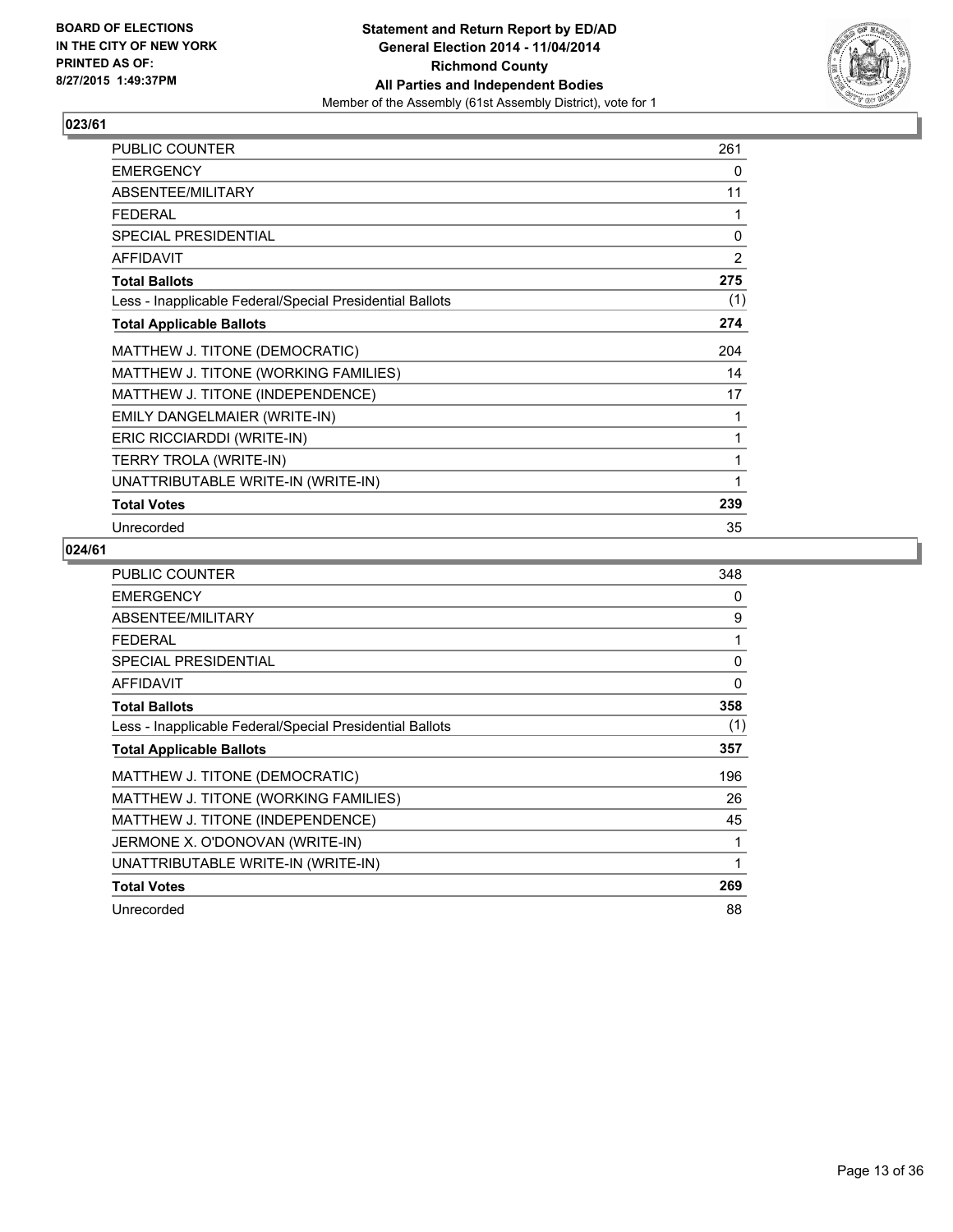**BOARD OF ELECTIONS IN THE CITY OF NEW YORK PRINTED AS OF: 8/27/2015 1:49:37PM**

**Statement and Return Report by ED/AD General Election 2014 - 11/04/2014 Richmond County All Parties and Independent Bodies**
Member of the Assembly (61st Assembly District), vote for 1

## 023/61

| | |
|---|---|
| PUBLIC COUNTER | 261 |
| EMERGENCY | 0 |
| ABSENTEE/MILITARY | 11 |
| FEDERAL | 1 |
| SPECIAL PRESIDENTIAL | 0 |
| AFFIDAVIT | 2 |
| **Total Ballots** | **275** |
| Less - Inapplicable Federal/Special Presidential Ballots | (1) |
| **Total Applicable Ballots** | **274** |
| MATTHEW J. TITONE (DEMOCRATIC) | 204 |
| MATTHEW J. TITONE (WORKING FAMILIES) | 14 |
| MATTHEW J. TITONE (INDEPENDENCE) | 17 |
| EMILY DANGELMAIER (WRITE-IN) | 1 |
| ERIC RICCIARDDI (WRITE-IN) | 1 |
| TERRY TROLA (WRITE-IN) | 1 |
| UNATTRIBUTABLE WRITE-IN (WRITE-IN) | 1 |
| **Total Votes** | **239** |
| Unrecorded | 35 |

## 024/61

| | |
|---|---|
| PUBLIC COUNTER | 348 |
| EMERGENCY | 0 |
| ABSENTEE/MILITARY | 9 |
| FEDERAL | 1 |
| SPECIAL PRESIDENTIAL | 0 |
| AFFIDAVIT | 0 |
| **Total Ballots** | **358** |
| Less - Inapplicable Federal/Special Presidential Ballots | (1) |
| **Total Applicable Ballots** | **357** |
| MATTHEW J. TITONE (DEMOCRATIC) | 196 |
| MATTHEW J. TITONE (WORKING FAMILIES) | 26 |
| MATTHEW J. TITONE (INDEPENDENCE) | 45 |
| JERMONE X. O'DONOVAN (WRITE-IN) | 1 |
| UNATTRIBUTABLE WRITE-IN (WRITE-IN) | 1 |
| **Total Votes** | **269** |
| Unrecorded | 88 |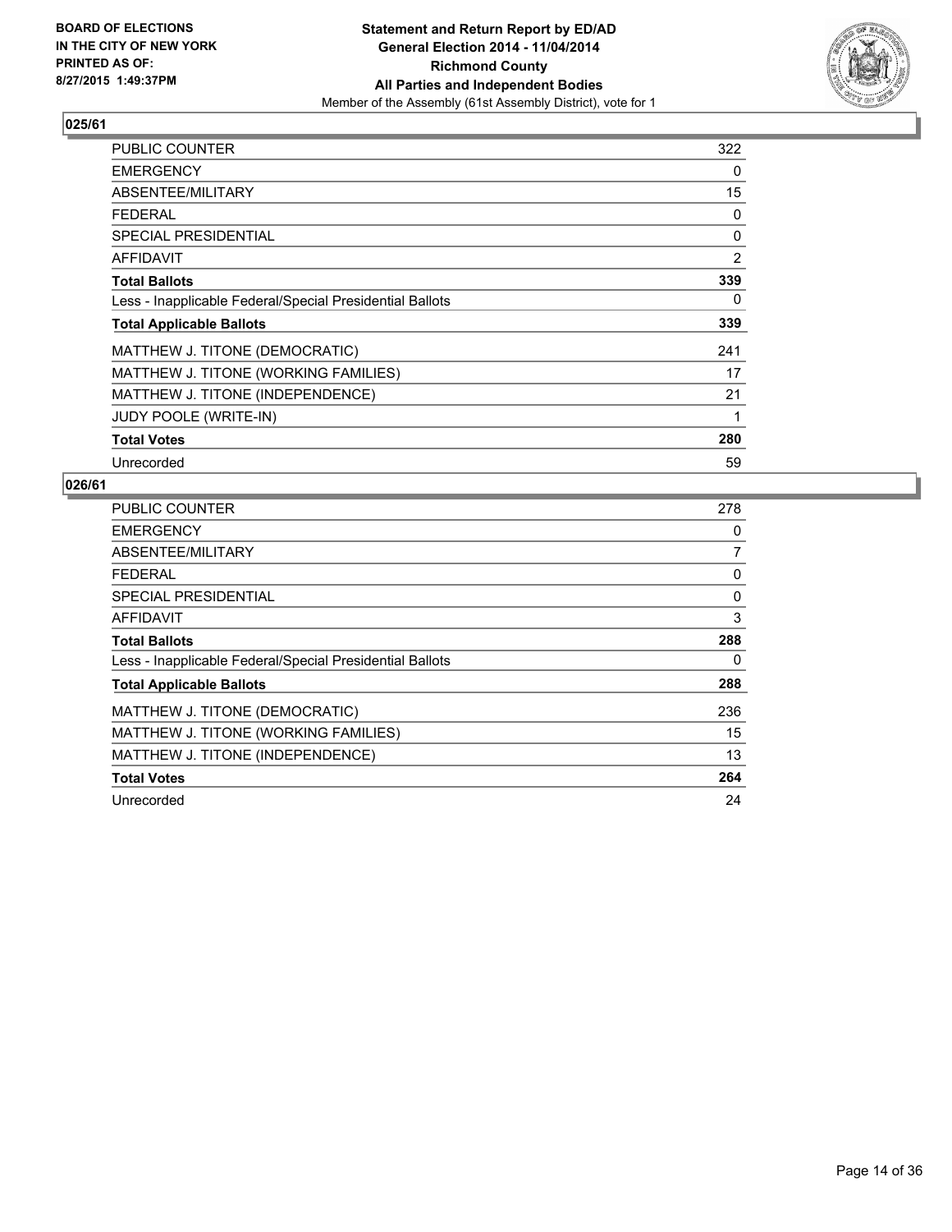**BOARD OF ELECTIONS IN THE CITY OF NEW YORK PRINTED AS OF: 8/27/2015 1:49:37PM**

**Statement and Return Report by ED/AD**
**General Election 2014 - 11/04/2014**
**Richmond County**
**All Parties and Independent Bodies**
Member of the Assembly (61st Assembly District), vote for 1

### 025/61

| | |
|---|---|
| PUBLIC COUNTER | 322 |
| EMERGENCY | 0 |
| ABSENTEE/MILITARY | 15 |
| FEDERAL | 0 |
| SPECIAL PRESIDENTIAL | 0 |
| AFFIDAVIT | 2 |
| **Total Ballots** | **339** |
| Less - Inapplicable Federal/Special Presidential Ballots | 0 |
| **Total Applicable Ballots** | **339** |
| MATTHEW J. TITONE (DEMOCRATIC) | 241 |
| MATTHEW J. TITONE (WORKING FAMILIES) | 17 |
| MATTHEW J. TITONE (INDEPENDENCE) | 21 |
| JUDY POOLE (WRITE-IN) | 1 |
| **Total Votes** | **280** |
| Unrecorded | 59 |

### 026/61

| | |
|---|---|
| PUBLIC COUNTER | 278 |
| EMERGENCY | 0 |
| ABSENTEE/MILITARY | 7 |
| FEDERAL | 0 |
| SPECIAL PRESIDENTIAL | 0 |
| AFFIDAVIT | 3 |
| **Total Ballots** | **288** |
| Less - Inapplicable Federal/Special Presidential Ballots | 0 |
| **Total Applicable Ballots** | **288** |
| MATTHEW J. TITONE (DEMOCRATIC) | 236 |
| MATTHEW J. TITONE (WORKING FAMILIES) | 15 |
| MATTHEW J. TITONE (INDEPENDENCE) | 13 |
| **Total Votes** | **264** |
| Unrecorded | 24 |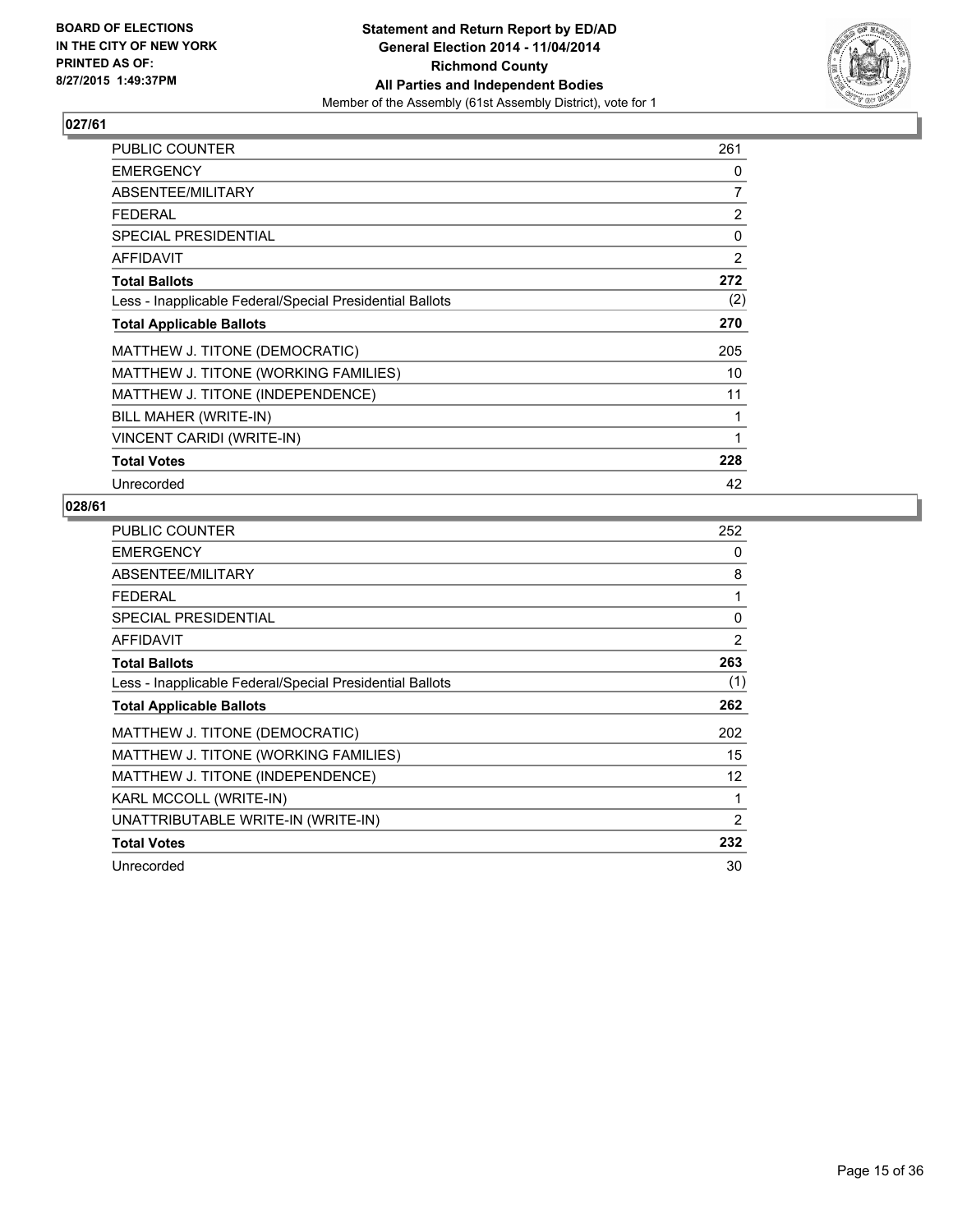**BOARD OF ELECTIONS IN THE CITY OF NEW YORK PRINTED AS OF: 8/27/2015 1:49:37PM**

**Statement and Return Report by ED/AD**
**General Election 2014 - 11/04/2014**
**Richmond County**
**All Parties and Independent Bodies**
Member of the Assembly (61st Assembly District), vote for 1

## 027/61

| | |
|---|---|
| PUBLIC COUNTER | 261 |
| EMERGENCY | 0 |
| ABSENTEE/MILITARY | 7 |
| FEDERAL | 2 |
| SPECIAL PRESIDENTIAL | 0 |
| AFFIDAVIT | 2 |
| **Total Ballots** | **272** |
| Less - Inapplicable Federal/Special Presidential Ballots | (2) |
| **Total Applicable Ballots** | **270** |
| MATTHEW J. TITONE (DEMOCRATIC) | 205 |
| MATTHEW J. TITONE (WORKING FAMILIES) | 10 |
| MATTHEW J. TITONE (INDEPENDENCE) | 11 |
| BILL MAHER (WRITE-IN) | 1 |
| VINCENT CARIDI (WRITE-IN) | 1 |
| **Total Votes** | **228** |
| Unrecorded | 42 |

## 028/61

| | |
|---|---|
| PUBLIC COUNTER | 252 |
| EMERGENCY | 0 |
| ABSENTEE/MILITARY | 8 |
| FEDERAL | 1 |
| SPECIAL PRESIDENTIAL | 0 |
| AFFIDAVIT | 2 |
| **Total Ballots** | **263** |
| Less - Inapplicable Federal/Special Presidential Ballots | (1) |
| **Total Applicable Ballots** | **262** |
| MATTHEW J. TITONE (DEMOCRATIC) | 202 |
| MATTHEW J. TITONE (WORKING FAMILIES) | 15 |
| MATTHEW J. TITONE (INDEPENDENCE) | 12 |
| KARL MCCOLL (WRITE-IN) | 1 |
| UNATTRIBUTABLE WRITE-IN (WRITE-IN) | 2 |
| **Total Votes** | **232** |
| Unrecorded | 30 |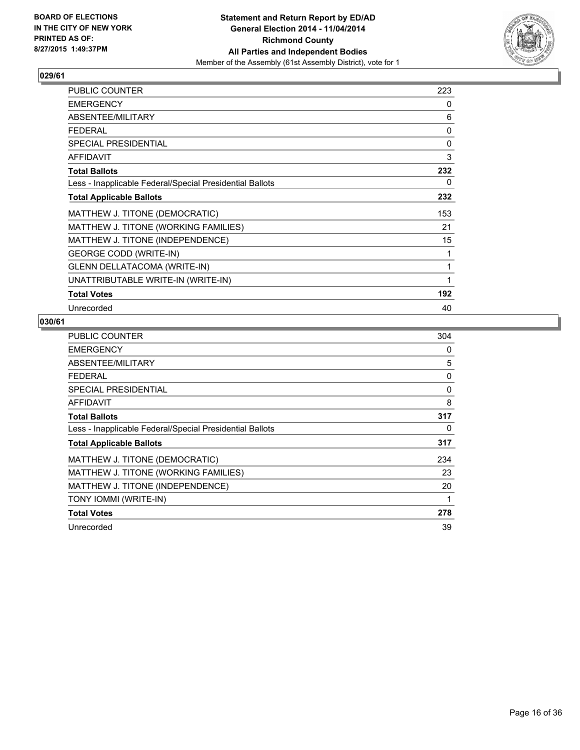**BOARD OF ELECTIONS IN THE CITY OF NEW YORK PRINTED AS OF: 8/27/2015 1:49:37PM**

**Statement and Return Report by ED/AD General Election 2014 - 11/04/2014 Richmond County All Parties and Independent Bodies**
Member of the Assembly (61st Assembly District), vote for 1

## 029/61

| | |
|---|---|
| PUBLIC COUNTER | 223 |
| EMERGENCY | 0 |
| ABSENTEE/MILITARY | 6 |
| FEDERAL | 0 |
| SPECIAL PRESIDENTIAL | 0 |
| AFFIDAVIT | 3 |
| **Total Ballots** | **232** |
| Less - Inapplicable Federal/Special Presidential Ballots | 0 |
| **Total Applicable Ballots** | **232** |
| MATTHEW J. TITONE (DEMOCRATIC) | 153 |
| MATTHEW J. TITONE (WORKING FAMILIES) | 21 |
| MATTHEW J. TITONE (INDEPENDENCE) | 15 |
| GEORGE CODD (WRITE-IN) | 1 |
| GLENN DELLATACOMA (WRITE-IN) | 1 |
| UNATTRIBUTABLE WRITE-IN (WRITE-IN) | 1 |
| **Total Votes** | **192** |
| Unrecorded | 40 |

## 030/61

| | |
|---|---|
| PUBLIC COUNTER | 304 |
| EMERGENCY | 0 |
| ABSENTEE/MILITARY | 5 |
| FEDERAL | 0 |
| SPECIAL PRESIDENTIAL | 0 |
| AFFIDAVIT | 8 |
| **Total Ballots** | **317** |
| Less - Inapplicable Federal/Special Presidential Ballots | 0 |
| **Total Applicable Ballots** | **317** |
| MATTHEW J. TITONE (DEMOCRATIC) | 234 |
| MATTHEW J. TITONE (WORKING FAMILIES) | 23 |
| MATTHEW J. TITONE (INDEPENDENCE) | 20 |
| TONY IOMMI (WRITE-IN) | 1 |
| **Total Votes** | **278** |
| Unrecorded | 39 |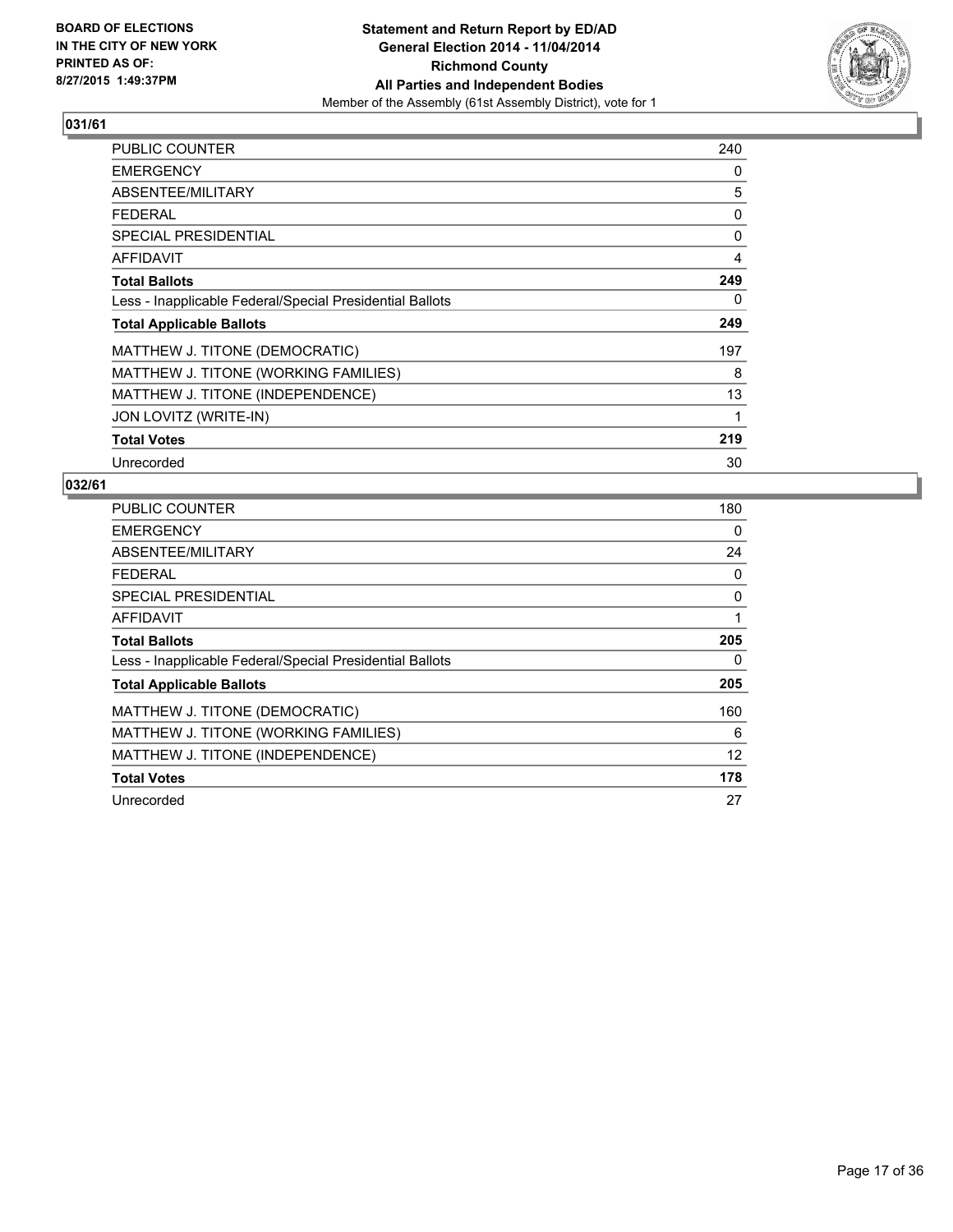**BOARD OF ELECTIONS IN THE CITY OF NEW YORK PRINTED AS OF: 8/27/2015 1:49:37PM**

**Statement and Return Report by ED/AD**
**General Election 2014 - 11/04/2014**
**Richmond County**
**All Parties and Independent Bodies**
Member of the Assembly (61st Assembly District), vote for 1

## 031/61

| | |
|---|---|
| PUBLIC COUNTER | 240 |
| EMERGENCY | 0 |
| ABSENTEE/MILITARY | 5 |
| FEDERAL | 0 |
| SPECIAL PRESIDENTIAL | 0 |
| AFFIDAVIT | 4 |
| **Total Ballots** | **249** |
| Less - Inapplicable Federal/Special Presidential Ballots | 0 |
| **Total Applicable Ballots** | **249** |
| MATTHEW J. TITONE (DEMOCRATIC) | 197 |
| MATTHEW J. TITONE (WORKING FAMILIES) | 8 |
| MATTHEW J. TITONE (INDEPENDENCE) | 13 |
| JON LOVITZ (WRITE-IN) | 1 |
| **Total Votes** | **219** |
| Unrecorded | 30 |

## 032/61

| | |
|---|---|
| PUBLIC COUNTER | 180 |
| EMERGENCY | 0 |
| ABSENTEE/MILITARY | 24 |
| FEDERAL | 0 |
| SPECIAL PRESIDENTIAL | 0 |
| AFFIDAVIT | 1 |
| **Total Ballots** | **205** |
| Less - Inapplicable Federal/Special Presidential Ballots | 0 |
| **Total Applicable Ballots** | **205** |
| MATTHEW J. TITONE (DEMOCRATIC) | 160 |
| MATTHEW J. TITONE (WORKING FAMILIES) | 6 |
| MATTHEW J. TITONE (INDEPENDENCE) | 12 |
| **Total Votes** | **178** |
| Unrecorded | 27 |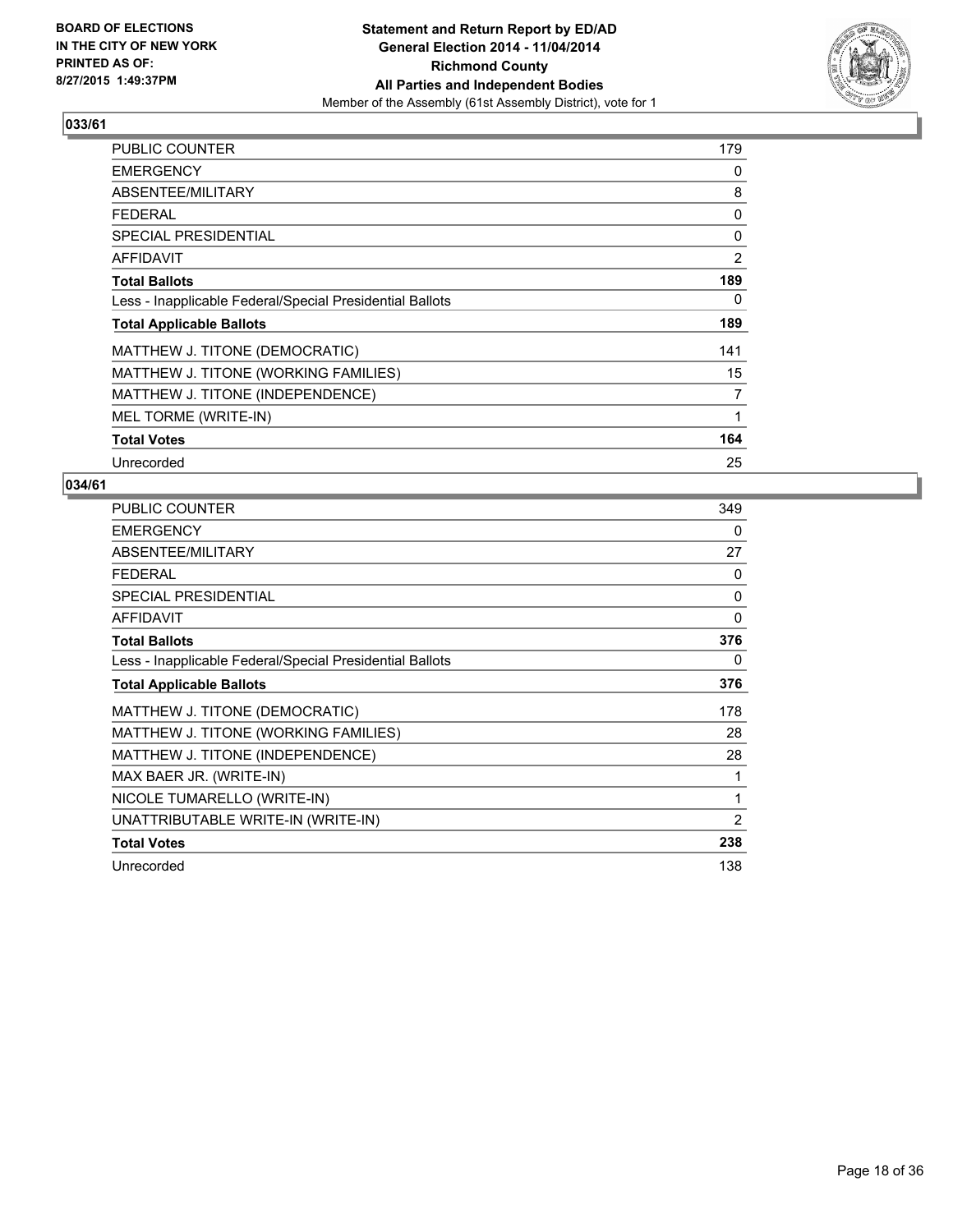BOARD OF ELECTIONS
IN THE CITY OF NEW YORK
PRINTED AS OF:
8/27/2015 1:49:37PM

**Statement and Return Report by ED/AD**
**General Election 2014 - 11/04/2014**
**Richmond County**
**All Parties and Independent Bodies**
Member of the Assembly (61st Assembly District), vote for 1

## 033/61

| | |
|---|---|
| PUBLIC COUNTER | 179 |
| EMERGENCY | 0 |
| ABSENTEE/MILITARY | 8 |
| FEDERAL | 0 |
| SPECIAL PRESIDENTIAL | 0 |
| AFFIDAVIT | 2 |
| **Total Ballots** | **189** |
| Less - Inapplicable Federal/Special Presidential Ballots | 0 |
| **Total Applicable Ballots** | **189** |
| MATTHEW J. TITONE (DEMOCRATIC) | 141 |
| MATTHEW J. TITONE (WORKING FAMILIES) | 15 |
| MATTHEW J. TITONE (INDEPENDENCE) | 7 |
| MEL TORME (WRITE-IN) | 1 |
| **Total Votes** | **164** |
| Unrecorded | 25 |

## 034/61

| | |
|---|---|
| PUBLIC COUNTER | 349 |
| EMERGENCY | 0 |
| ABSENTEE/MILITARY | 27 |
| FEDERAL | 0 |
| SPECIAL PRESIDENTIAL | 0 |
| AFFIDAVIT | 0 |
| **Total Ballots** | **376** |
| Less - Inapplicable Federal/Special Presidential Ballots | 0 |
| **Total Applicable Ballots** | **376** |
| MATTHEW J. TITONE (DEMOCRATIC) | 178 |
| MATTHEW J. TITONE (WORKING FAMILIES) | 28 |
| MATTHEW J. TITONE (INDEPENDENCE) | 28 |
| MAX BAER JR. (WRITE-IN) | 1 |
| NICOLE TUMARELLO (WRITE-IN) | 1 |
| UNATTRIBUTABLE WRITE-IN (WRITE-IN) | 2 |
| **Total Votes** | **238** |
| Unrecorded | 138 |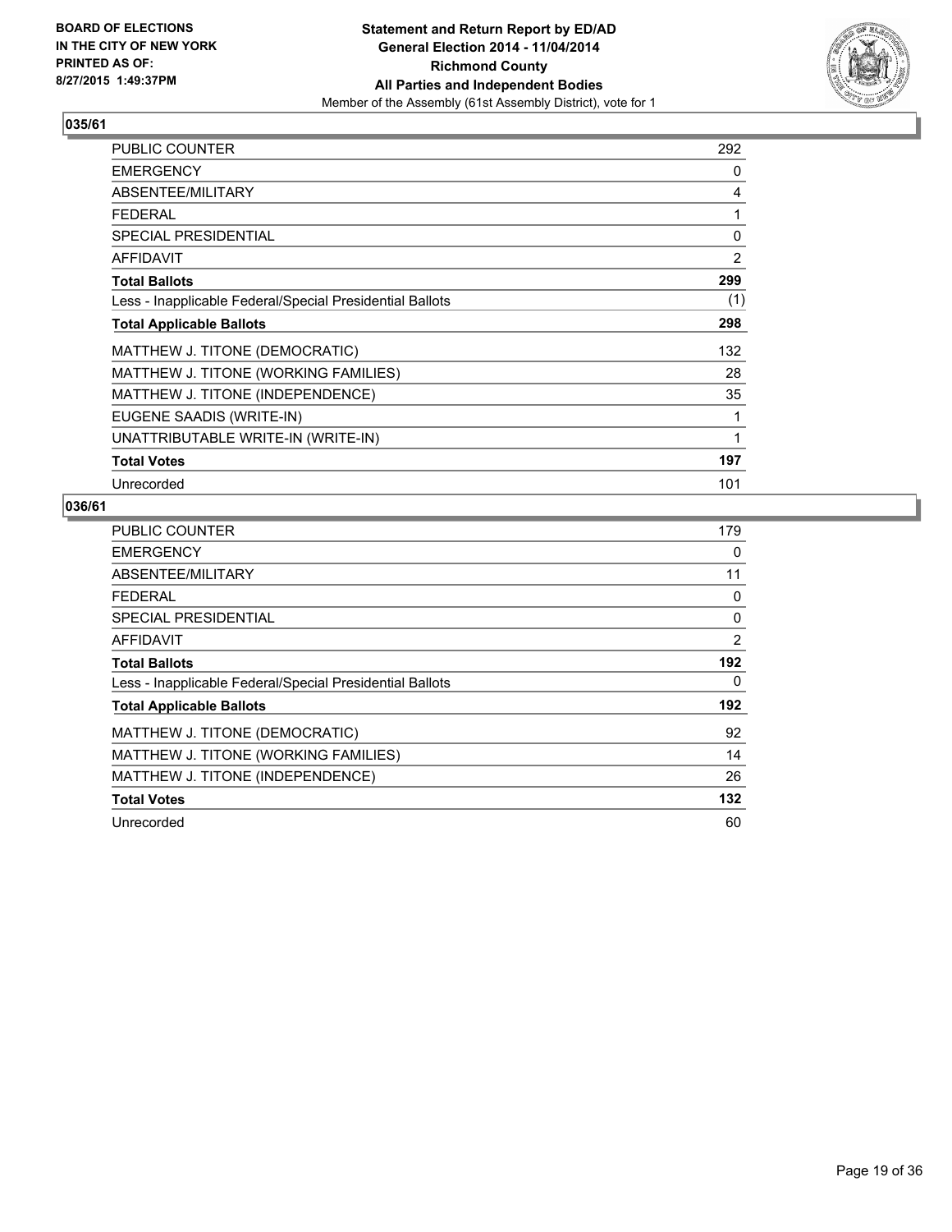BOARD OF ELECTIONS
IN THE CITY OF NEW YORK
PRINTED AS OF:
8/27/2015 1:49:37PM

**Statement and Return Report by ED/AD**
**General Election 2014 - 11/04/2014**
**Richmond County**
**All Parties and Independent Bodies**
Member of the Assembly (61st Assembly District), vote for 1

## 035/61

| | |
|---|---|
| PUBLIC COUNTER | 292 |
| EMERGENCY | 0 |
| ABSENTEE/MILITARY | 4 |
| FEDERAL | 1 |
| SPECIAL PRESIDENTIAL | 0 |
| AFFIDAVIT | 2 |
| **Total Ballots** | **299** |
| Less - Inapplicable Federal/Special Presidential Ballots | (1) |
| **Total Applicable Ballots** | **298** |
| MATTHEW J. TITONE (DEMOCRATIC) | 132 |
| MATTHEW J. TITONE (WORKING FAMILIES) | 28 |
| MATTHEW J. TITONE (INDEPENDENCE) | 35 |
| EUGENE SAADIS (WRITE-IN) | 1 |
| UNATTRIBUTABLE WRITE-IN (WRITE-IN) | 1 |
| **Total Votes** | **197** |
| Unrecorded | 101 |

## 036/61

| | |
|---|---|
| PUBLIC COUNTER | 179 |
| EMERGENCY | 0 |
| ABSENTEE/MILITARY | 11 |
| FEDERAL | 0 |
| SPECIAL PRESIDENTIAL | 0 |
| AFFIDAVIT | 2 |
| **Total Ballots** | **192** |
| Less - Inapplicable Federal/Special Presidential Ballots | 0 |
| **Total Applicable Ballots** | **192** |
| MATTHEW J. TITONE (DEMOCRATIC) | 92 |
| MATTHEW J. TITONE (WORKING FAMILIES) | 14 |
| MATTHEW J. TITONE (INDEPENDENCE) | 26 |
| **Total Votes** | **132** |
| Unrecorded | 60 |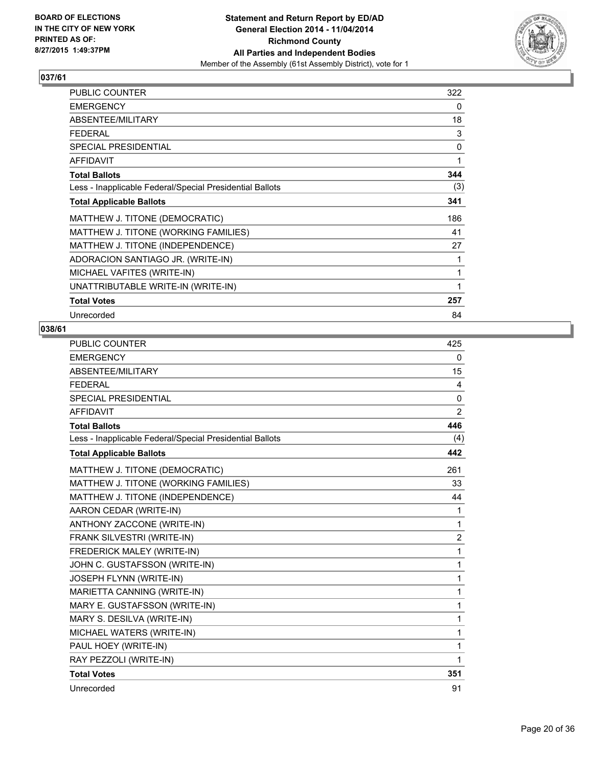**BOARD OF ELECTIONS IN THE CITY OF NEW YORK PRINTED AS OF: 8/27/2015 1:49:37PM**

**Statement and Return Report by ED/AD General Election 2014 - 11/04/2014 Richmond County All Parties and Independent Bodies**

Member of the Assembly (61st Assembly District), vote for 1

## 037/61

| | |
|---|---|
| PUBLIC COUNTER | 322 |
| EMERGENCY | 0 |
| ABSENTEE/MILITARY | 18 |
| FEDERAL | 3 |
| SPECIAL PRESIDENTIAL | 0 |
| AFFIDAVIT | 1 |
| **Total Ballots** | **344** |
| Less - Inapplicable Federal/Special Presidential Ballots | (3) |
| **Total Applicable Ballots** | **341** |
| MATTHEW J. TITONE (DEMOCRATIC) | 186 |
| MATTHEW J. TITONE (WORKING FAMILIES) | 41 |
| MATTHEW J. TITONE (INDEPENDENCE) | 27 |
| ADORACION SANTIAGO JR. (WRITE-IN) | 1 |
| MICHAEL VAFITES (WRITE-IN) | 1 |
| UNATTRIBUTABLE WRITE-IN (WRITE-IN) | 1 |
| **Total Votes** | **257** |
| Unrecorded | 84 |

## 038/61

| | |
|---|---|
| PUBLIC COUNTER | 425 |
| EMERGENCY | 0 |
| ABSENTEE/MILITARY | 15 |
| FEDERAL | 4 |
| SPECIAL PRESIDENTIAL | 0 |
| AFFIDAVIT | 2 |
| **Total Ballots** | **446** |
| Less - Inapplicable Federal/Special Presidential Ballots | (4) |
| **Total Applicable Ballots** | **442** |
| MATTHEW J. TITONE (DEMOCRATIC) | 261 |
| MATTHEW J. TITONE (WORKING FAMILIES) | 33 |
| MATTHEW J. TITONE (INDEPENDENCE) | 44 |
| AARON CEDAR (WRITE-IN) | 1 |
| ANTHONY ZACCONE (WRITE-IN) | 1 |
| FRANK SILVESTRI (WRITE-IN) | 2 |
| FREDERICK MALEY (WRITE-IN) | 1 |
| JOHN C. GUSTAFSSON (WRITE-IN) | 1 |
| JOSEPH FLYNN (WRITE-IN) | 1 |
| MARIETTA CANNING (WRITE-IN) | 1 |
| MARY E. GUSTAFSSON (WRITE-IN) | 1 |
| MARY S. DESILVA (WRITE-IN) | 1 |
| MICHAEL WATERS (WRITE-IN) | 1 |
| PAUL HOEY (WRITE-IN) | 1 |
| RAY PEZZOLI (WRITE-IN) | 1 |
| **Total Votes** | **351** |
| Unrecorded | 91 |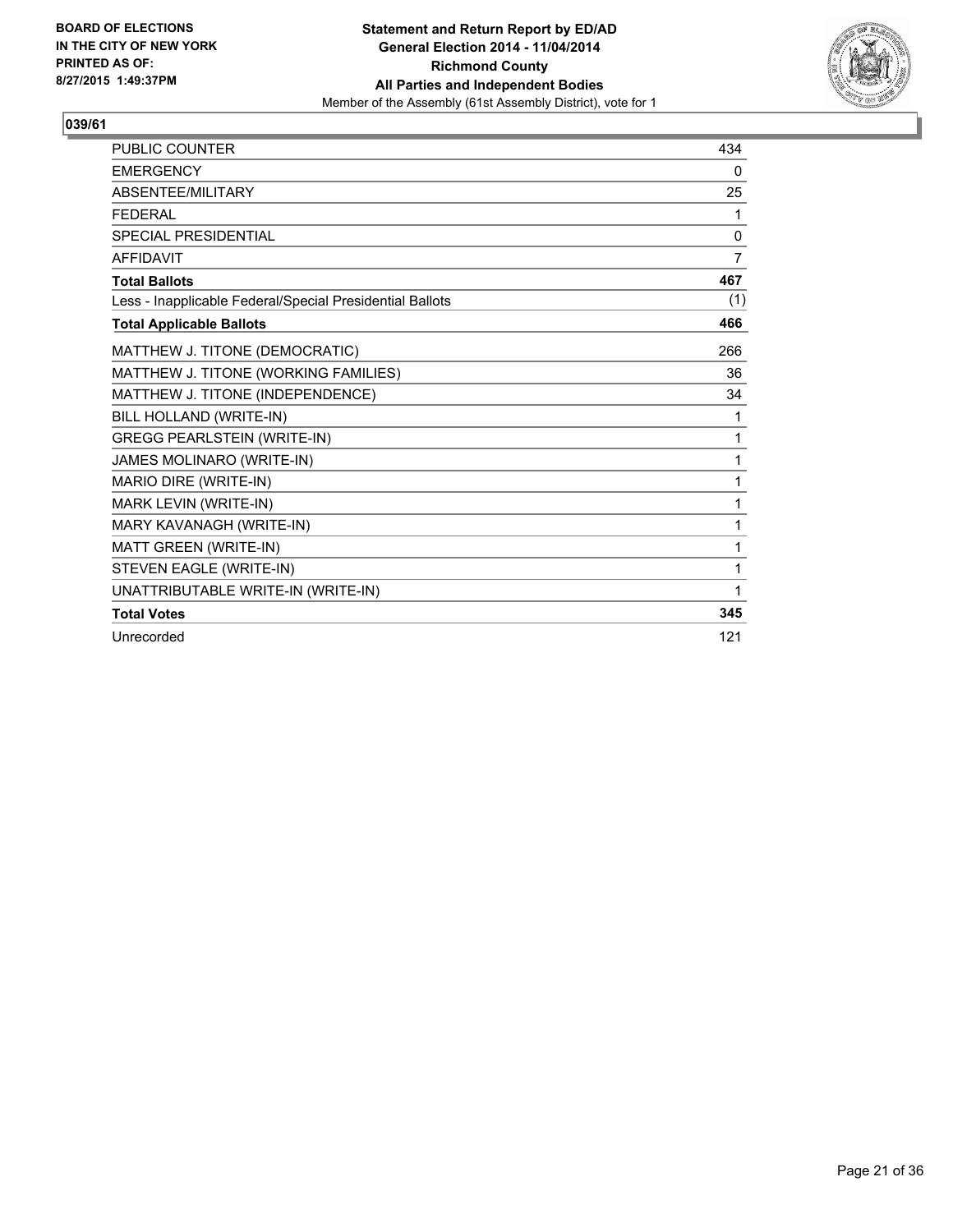BOARD OF ELECTIONS
IN THE CITY OF NEW YORK
PRINTED AS OF:
8/27/2015 1:49:37PM

**Statement and Return Report by ED/AD**
**General Election 2014 - 11/04/2014**
**Richmond County**
**All Parties and Independent Bodies**
Member of the Assembly (61st Assembly District), vote for 1

## 039/61

| | |
|---|---|
| PUBLIC COUNTER | 434 |
| EMERGENCY | 0 |
| ABSENTEE/MILITARY | 25 |
| FEDERAL | 1 |
| SPECIAL PRESIDENTIAL | 0 |
| AFFIDAVIT | 7 |
| **Total Ballots** | **467** |
| Less - Inapplicable Federal/Special Presidential Ballots | (1) |
| **Total Applicable Ballots** | **466** |
| MATTHEW J. TITONE (DEMOCRATIC) | 266 |
| MATTHEW J. TITONE (WORKING FAMILIES) | 36 |
| MATTHEW J. TITONE (INDEPENDENCE) | 34 |
| BILL HOLLAND (WRITE-IN) | 1 |
| GREGG PEARLSTEIN (WRITE-IN) | 1 |
| JAMES MOLINARO (WRITE-IN) | 1 |
| MARIO DIRE (WRITE-IN) | 1 |
| MARK LEVIN (WRITE-IN) | 1 |
| MARY KAVANAGH (WRITE-IN) | 1 |
| MATT GREEN (WRITE-IN) | 1 |
| STEVEN EAGLE (WRITE-IN) | 1 |
| UNATTRIBUTABLE WRITE-IN (WRITE-IN) | 1 |
| **Total Votes** | **345** |
| Unrecorded | 121 |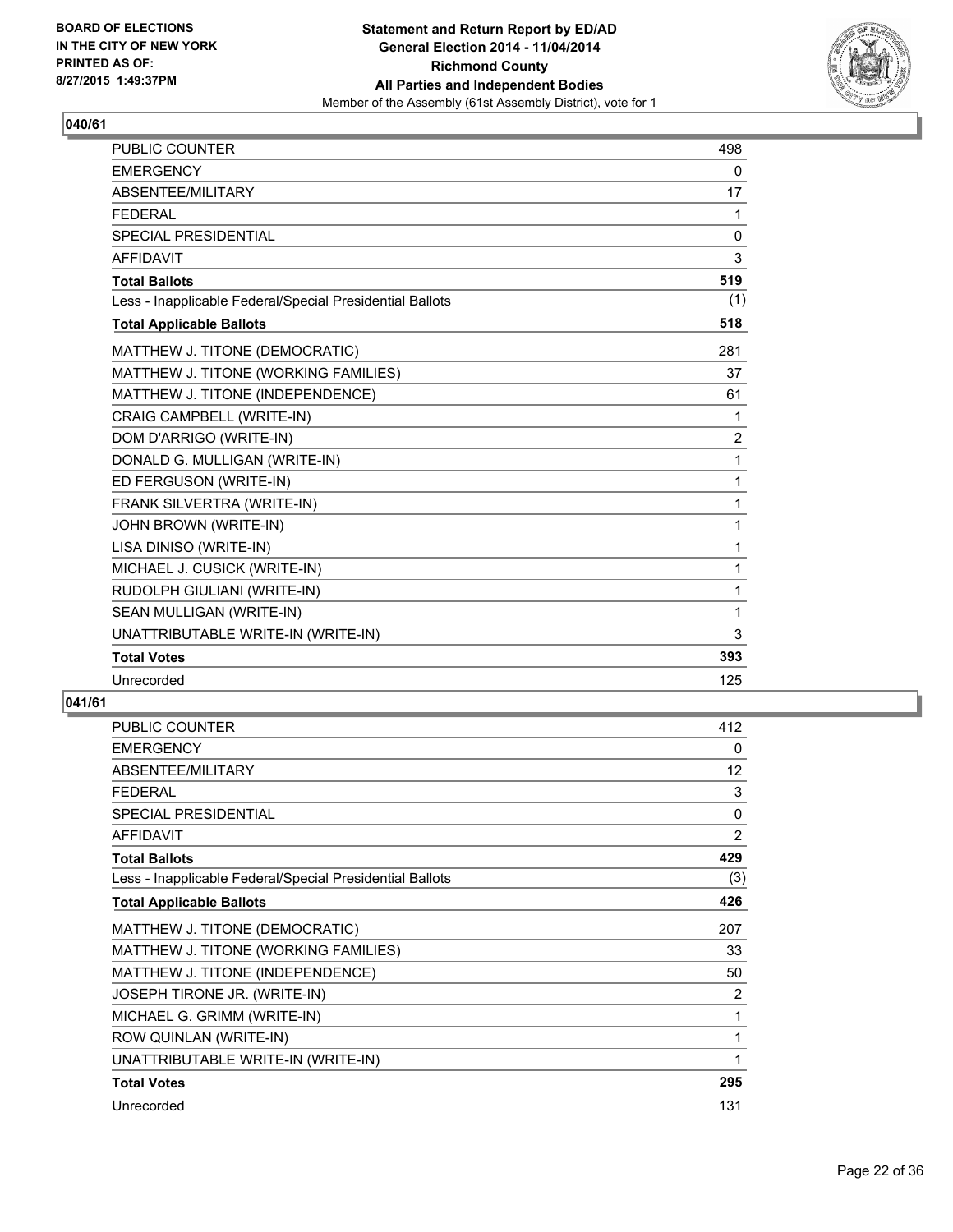## 040/61

| | |
|---|---|
| PUBLIC COUNTER | 498 |
| EMERGENCY | 0 |
| ABSENTEE/MILITARY | 17 |
| FEDERAL | 1 |
| SPECIAL PRESIDENTIAL | 0 |
| AFFIDAVIT | 3 |
| **Total Ballots** | **519** |
| Less - Inapplicable Federal/Special Presidential Ballots | (1) |
| **Total Applicable Ballots** | **518** |
| MATTHEW J. TITONE (DEMOCRATIC) | 281 |
| MATTHEW J. TITONE (WORKING FAMILIES) | 37 |
| MATTHEW J. TITONE (INDEPENDENCE) | 61 |
| CRAIG CAMPBELL (WRITE-IN) | 1 |
| DOM D'ARRIGO (WRITE-IN) | 2 |
| DONALD G. MULLIGAN (WRITE-IN) | 1 |
| ED FERGUSON (WRITE-IN) | 1 |
| FRANK SILVERTRA (WRITE-IN) | 1 |
| JOHN BROWN (WRITE-IN) | 1 |
| LISA DINISO (WRITE-IN) | 1 |
| MICHAEL J. CUSICK (WRITE-IN) | 1 |
| RUDOLPH GIULIANI (WRITE-IN) | 1 |
| SEAN MULLIGAN (WRITE-IN) | 1 |
| UNATTRIBUTABLE WRITE-IN (WRITE-IN) | 3 |
| **Total Votes** | **393** |
| Unrecorded | 125 |

## 041/61

| | |
|---|---|
| PUBLIC COUNTER | 412 |
| EMERGENCY | 0 |
| ABSENTEE/MILITARY | 12 |
| FEDERAL | 3 |
| SPECIAL PRESIDENTIAL | 0 |
| AFFIDAVIT | 2 |
| **Total Ballots** | **429** |
| Less - Inapplicable Federal/Special Presidential Ballots | (3) |
| **Total Applicable Ballots** | **426** |
| MATTHEW J. TITONE (DEMOCRATIC) | 207 |
| MATTHEW J. TITONE (WORKING FAMILIES) | 33 |
| MATTHEW J. TITONE (INDEPENDENCE) | 50 |
| JOSEPH TIRONE JR. (WRITE-IN) | 2 |
| MICHAEL G. GRIMM (WRITE-IN) | 1 |
| ROW QUINLAN (WRITE-IN) | 1 |
| UNATTRIBUTABLE WRITE-IN (WRITE-IN) | 1 |
| **Total Votes** | **295** |
| Unrecorded | 131 |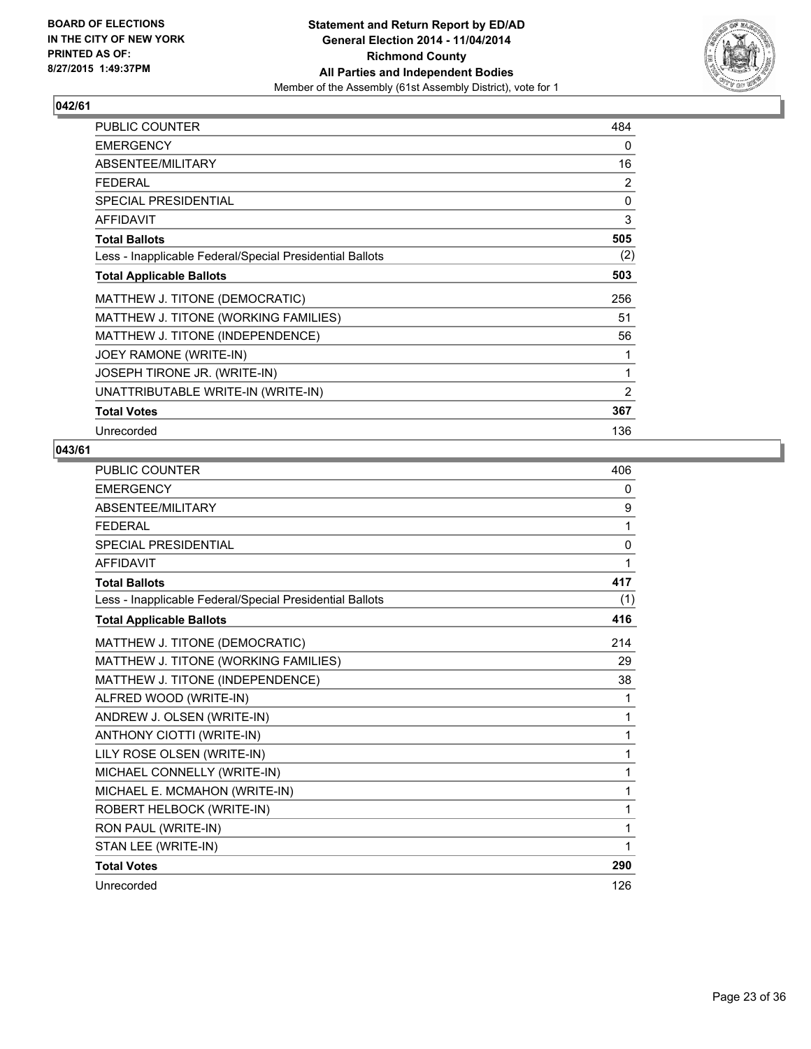**BOARD OF ELECTIONS IN THE CITY OF NEW YORK PRINTED AS OF: 8/27/2015 1:49:37PM**

**Statement and Return Report by ED/AD General Election 2014 - 11/04/2014 Richmond County All Parties and Independent Bodies**
Member of the Assembly (61st Assembly District), vote for 1

### 042/61

| | |
|---|---|
| PUBLIC COUNTER | 484 |
| EMERGENCY | 0 |
| ABSENTEE/MILITARY | 16 |
| FEDERAL | 2 |
| SPECIAL PRESIDENTIAL | 0 |
| AFFIDAVIT | 3 |
| **Total Ballots** | **505** |
| Less - Inapplicable Federal/Special Presidential Ballots | (2) |
| **Total Applicable Ballots** | **503** |
| MATTHEW J. TITONE (DEMOCRATIC) | 256 |
| MATTHEW J. TITONE (WORKING FAMILIES) | 51 |
| MATTHEW J. TITONE (INDEPENDENCE) | 56 |
| JOEY RAMONE (WRITE-IN) | 1 |
| JOSEPH TIRONE JR. (WRITE-IN) | 1 |
| UNATTRIBUTABLE WRITE-IN (WRITE-IN) | 2 |
| **Total Votes** | **367** |
| Unrecorded | 136 |

### 043/61

| | |
|---|---|
| PUBLIC COUNTER | 406 |
| EMERGENCY | 0 |
| ABSENTEE/MILITARY | 9 |
| FEDERAL | 1 |
| SPECIAL PRESIDENTIAL | 0 |
| AFFIDAVIT | 1 |
| **Total Ballots** | **417** |
| Less - Inapplicable Federal/Special Presidential Ballots | (1) |
| **Total Applicable Ballots** | **416** |
| MATTHEW J. TITONE (DEMOCRATIC) | 214 |
| MATTHEW J. TITONE (WORKING FAMILIES) | 29 |
| MATTHEW J. TITONE (INDEPENDENCE) | 38 |
| ALFRED WOOD (WRITE-IN) | 1 |
| ANDREW J. OLSEN (WRITE-IN) | 1 |
| ANTHONY CIOTTI (WRITE-IN) | 1 |
| LILY ROSE OLSEN (WRITE-IN) | 1 |
| MICHAEL CONNELLY (WRITE-IN) | 1 |
| MICHAEL E. MCMAHON (WRITE-IN) | 1 |
| ROBERT HELBOCK (WRITE-IN) | 1 |
| RON PAUL (WRITE-IN) | 1 |
| STAN LEE (WRITE-IN) | 1 |
| **Total Votes** | **290** |
| Unrecorded | 126 |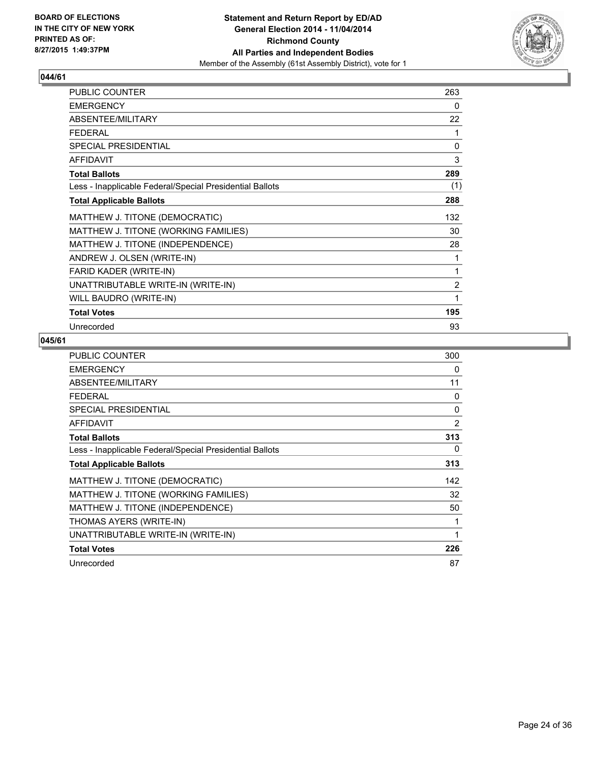BOARD OF ELECTIONS
IN THE CITY OF NEW YORK
PRINTED AS OF:
8/27/2015 1:49:37PM

**Statement and Return Report by ED/AD**
**General Election 2014 - 11/04/2014**
**Richmond County**
**All Parties and Independent Bodies**
Member of the Assembly (61st Assembly District), vote for 1

## 044/61

| | |
|---|---|
| PUBLIC COUNTER | 263 |
| EMERGENCY | 0 |
| ABSENTEE/MILITARY | 22 |
| FEDERAL | 1 |
| SPECIAL PRESIDENTIAL | 0 |
| AFFIDAVIT | 3 |
| **Total Ballots** | **289** |
| Less - Inapplicable Federal/Special Presidential Ballots | (1) |
| **Total Applicable Ballots** | **288** |
| MATTHEW J. TITONE (DEMOCRATIC) | 132 |
| MATTHEW J. TITONE (WORKING FAMILIES) | 30 |
| MATTHEW J. TITONE (INDEPENDENCE) | 28 |
| ANDREW J. OLSEN (WRITE-IN) | 1 |
| FARID KADER (WRITE-IN) | 1 |
| UNATTRIBUTABLE WRITE-IN (WRITE-IN) | 2 |
| WILL BAUDRO (WRITE-IN) | 1 |
| **Total Votes** | **195** |
| Unrecorded | 93 |

## 045/61

| | |
|---|---|
| PUBLIC COUNTER | 300 |
| EMERGENCY | 0 |
| ABSENTEE/MILITARY | 11 |
| FEDERAL | 0 |
| SPECIAL PRESIDENTIAL | 0 |
| AFFIDAVIT | 2 |
| **Total Ballots** | **313** |
| Less - Inapplicable Federal/Special Presidential Ballots | 0 |
| **Total Applicable Ballots** | **313** |
| MATTHEW J. TITONE (DEMOCRATIC) | 142 |
| MATTHEW J. TITONE (WORKING FAMILIES) | 32 |
| MATTHEW J. TITONE (INDEPENDENCE) | 50 |
| THOMAS AYERS (WRITE-IN) | 1 |
| UNATTRIBUTABLE WRITE-IN (WRITE-IN) | 1 |
| **Total Votes** | **226** |
| Unrecorded | 87 |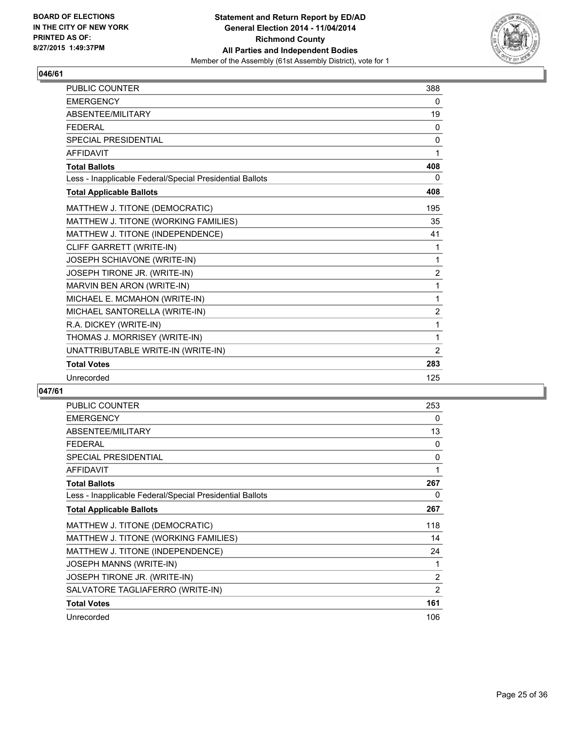## 046/61

| | |
|---|---|
| PUBLIC COUNTER | 388 |
| EMERGENCY | 0 |
| ABSENTEE/MILITARY | 19 |
| FEDERAL | 0 |
| SPECIAL PRESIDENTIAL | 0 |
| AFFIDAVIT | 1 |
| **Total Ballots** | **408** |
| Less - Inapplicable Federal/Special Presidential Ballots | 0 |
| **Total Applicable Ballots** | **408** |
| MATTHEW J. TITONE (DEMOCRATIC) | 195 |
| MATTHEW J. TITONE (WORKING FAMILIES) | 35 |
| MATTHEW J. TITONE (INDEPENDENCE) | 41 |
| CLIFF GARRETT (WRITE-IN) | 1 |
| JOSEPH SCHIAVONE (WRITE-IN) | 1 |
| JOSEPH TIRONE JR. (WRITE-IN) | 2 |
| MARVIN BEN ARON (WRITE-IN) | 1 |
| MICHAEL E. MCMAHON (WRITE-IN) | 1 |
| MICHAEL SANTORELLA (WRITE-IN) | 2 |
| R.A. DICKEY (WRITE-IN) | 1 |
| THOMAS J. MORRISEY (WRITE-IN) | 1 |
| UNATTRIBUTABLE WRITE-IN (WRITE-IN) | 2 |
| **Total Votes** | **283** |
| Unrecorded | 125 |

## 047/61

| | |
|---|---|
| PUBLIC COUNTER | 253 |
| EMERGENCY | 0 |
| ABSENTEE/MILITARY | 13 |
| FEDERAL | 0 |
| SPECIAL PRESIDENTIAL | 0 |
| AFFIDAVIT | 1 |
| **Total Ballots** | **267** |
| Less - Inapplicable Federal/Special Presidential Ballots | 0 |
| **Total Applicable Ballots** | **267** |
| MATTHEW J. TITONE (DEMOCRATIC) | 118 |
| MATTHEW J. TITONE (WORKING FAMILIES) | 14 |
| MATTHEW J. TITONE (INDEPENDENCE) | 24 |
| JOSEPH MANNS (WRITE-IN) | 1 |
| JOSEPH TIRONE JR. (WRITE-IN) | 2 |
| SALVATORE TAGLIAFERRO (WRITE-IN) | 2 |
| **Total Votes** | **161** |
| Unrecorded | 106 |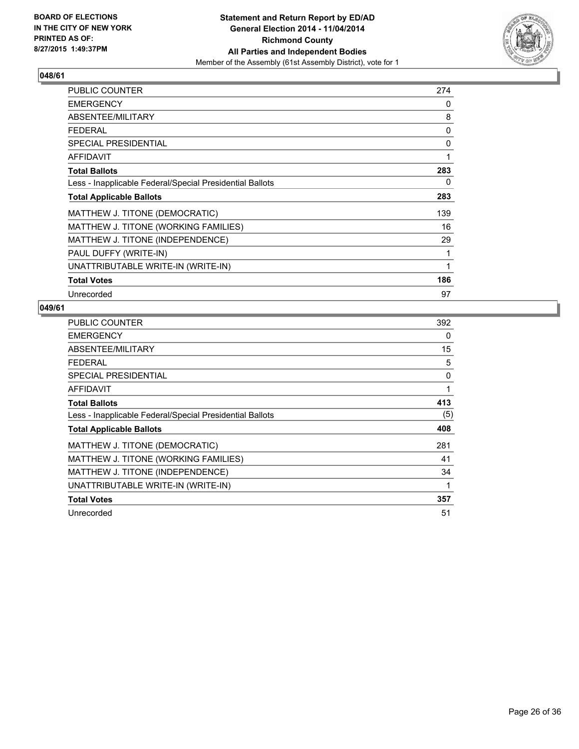**BOARD OF ELECTIONS IN THE CITY OF NEW YORK PRINTED AS OF: 8/27/2015 1:49:37PM**

**Statement and Return Report by ED/AD**
**General Election 2014 - 11/04/2014**
**Richmond County**
**All Parties and Independent Bodies**
Member of the Assembly (61st Assembly District), vote for 1

## 048/61

| | |
|---|---|
| PUBLIC COUNTER | 274 |
| EMERGENCY | 0 |
| ABSENTEE/MILITARY | 8 |
| FEDERAL | 0 |
| SPECIAL PRESIDENTIAL | 0 |
| AFFIDAVIT | 1 |
| **Total Ballots** | **283** |
| Less - Inapplicable Federal/Special Presidential Ballots | 0 |
| **Total Applicable Ballots** | **283** |
| MATTHEW J. TITONE (DEMOCRATIC) | 139 |
| MATTHEW J. TITONE (WORKING FAMILIES) | 16 |
| MATTHEW J. TITONE (INDEPENDENCE) | 29 |
| PAUL DUFFY (WRITE-IN) | 1 |
| UNATTRIBUTABLE WRITE-IN (WRITE-IN) | 1 |
| **Total Votes** | **186** |
| Unrecorded | 97 |

## 049/61

| | |
|---|---|
| PUBLIC COUNTER | 392 |
| EMERGENCY | 0 |
| ABSENTEE/MILITARY | 15 |
| FEDERAL | 5 |
| SPECIAL PRESIDENTIAL | 0 |
| AFFIDAVIT | 1 |
| **Total Ballots** | **413** |
| Less - Inapplicable Federal/Special Presidential Ballots | (5) |
| **Total Applicable Ballots** | **408** |
| MATTHEW J. TITONE (DEMOCRATIC) | 281 |
| MATTHEW J. TITONE (WORKING FAMILIES) | 41 |
| MATTHEW J. TITONE (INDEPENDENCE) | 34 |
| UNATTRIBUTABLE WRITE-IN (WRITE-IN) | 1 |
| **Total Votes** | **357** |
| Unrecorded | 51 |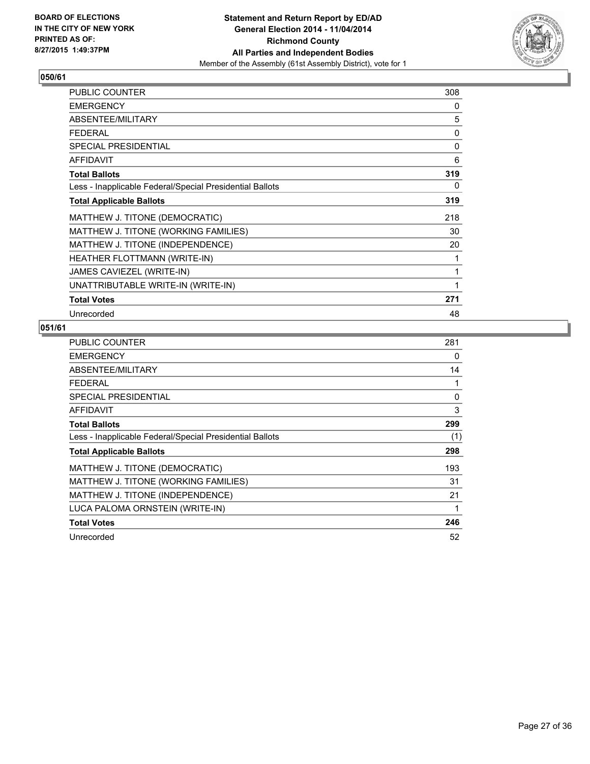BOARD OF ELECTIONS
IN THE CITY OF NEW YORK
PRINTED AS OF:
8/27/2015 1:49:37PM

**Statement and Return Report by ED/AD**
**General Election 2014 - 11/04/2014**
**Richmond County**
**All Parties and Independent Bodies**
Member of the Assembly (61st Assembly District), vote for 1

## 050/61

| | |
|---|---|
| PUBLIC COUNTER | 308 |
| EMERGENCY | 0 |
| ABSENTEE/MILITARY | 5 |
| FEDERAL | 0 |
| SPECIAL PRESIDENTIAL | 0 |
| AFFIDAVIT | 6 |
| **Total Ballots** | **319** |
| Less - Inapplicable Federal/Special Presidential Ballots | 0 |
| **Total Applicable Ballots** | **319** |
| MATTHEW J. TITONE (DEMOCRATIC) | 218 |
| MATTHEW J. TITONE (WORKING FAMILIES) | 30 |
| MATTHEW J. TITONE (INDEPENDENCE) | 20 |
| HEATHER FLOTTMANN (WRITE-IN) | 1 |
| JAMES CAVIEZEL (WRITE-IN) | 1 |
| UNATTRIBUTABLE WRITE-IN (WRITE-IN) | 1 |
| **Total Votes** | **271** |
| Unrecorded | 48 |

## 051/61

| | |
|---|---|
| PUBLIC COUNTER | 281 |
| EMERGENCY | 0 |
| ABSENTEE/MILITARY | 14 |
| FEDERAL | 1 |
| SPECIAL PRESIDENTIAL | 0 |
| AFFIDAVIT | 3 |
| **Total Ballots** | **299** |
| Less - Inapplicable Federal/Special Presidential Ballots | (1) |
| **Total Applicable Ballots** | **298** |
| MATTHEW J. TITONE (DEMOCRATIC) | 193 |
| MATTHEW J. TITONE (WORKING FAMILIES) | 31 |
| MATTHEW J. TITONE (INDEPENDENCE) | 21 |
| LUCA PALOMA ORNSTEIN (WRITE-IN) | 1 |
| **Total Votes** | **246** |
| Unrecorded | 52 |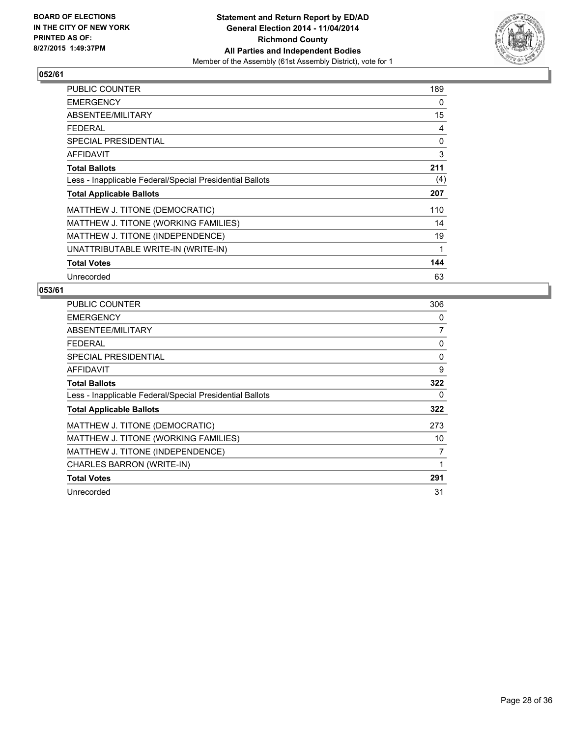**BOARD OF ELECTIONS IN THE CITY OF NEW YORK PRINTED AS OF: 8/27/2015 1:49:37PM**

**Statement and Return Report by ED/AD General Election 2014 - 11/04/2014 Richmond County All Parties and Independent Bodies**
Member of the Assembly (61st Assembly District), vote for 1

### 052/61

| | |
|---|---|
| PUBLIC COUNTER | 189 |
| EMERGENCY | 0 |
| ABSENTEE/MILITARY | 15 |
| FEDERAL | 4 |
| SPECIAL PRESIDENTIAL | 0 |
| AFFIDAVIT | 3 |
| **Total Ballots** | **211** |
| Less - Inapplicable Federal/Special Presidential Ballots | (4) |
| **Total Applicable Ballots** | **207** |
| MATTHEW J. TITONE (DEMOCRATIC) | 110 |
| MATTHEW J. TITONE (WORKING FAMILIES) | 14 |
| MATTHEW J. TITONE (INDEPENDENCE) | 19 |
| UNATTRIBUTABLE WRITE-IN (WRITE-IN) | 1 |
| **Total Votes** | **144** |
| Unrecorded | 63 |

### 053/61

| | |
|---|---|
| PUBLIC COUNTER | 306 |
| EMERGENCY | 0 |
| ABSENTEE/MILITARY | 7 |
| FEDERAL | 0 |
| SPECIAL PRESIDENTIAL | 0 |
| AFFIDAVIT | 9 |
| **Total Ballots** | **322** |
| Less - Inapplicable Federal/Special Presidential Ballots | 0 |
| **Total Applicable Ballots** | **322** |
| MATTHEW J. TITONE (DEMOCRATIC) | 273 |
| MATTHEW J. TITONE (WORKING FAMILIES) | 10 |
| MATTHEW J. TITONE (INDEPENDENCE) | 7 |
| CHARLES BARRON (WRITE-IN) | 1 |
| **Total Votes** | **291** |
| Unrecorded | 31 |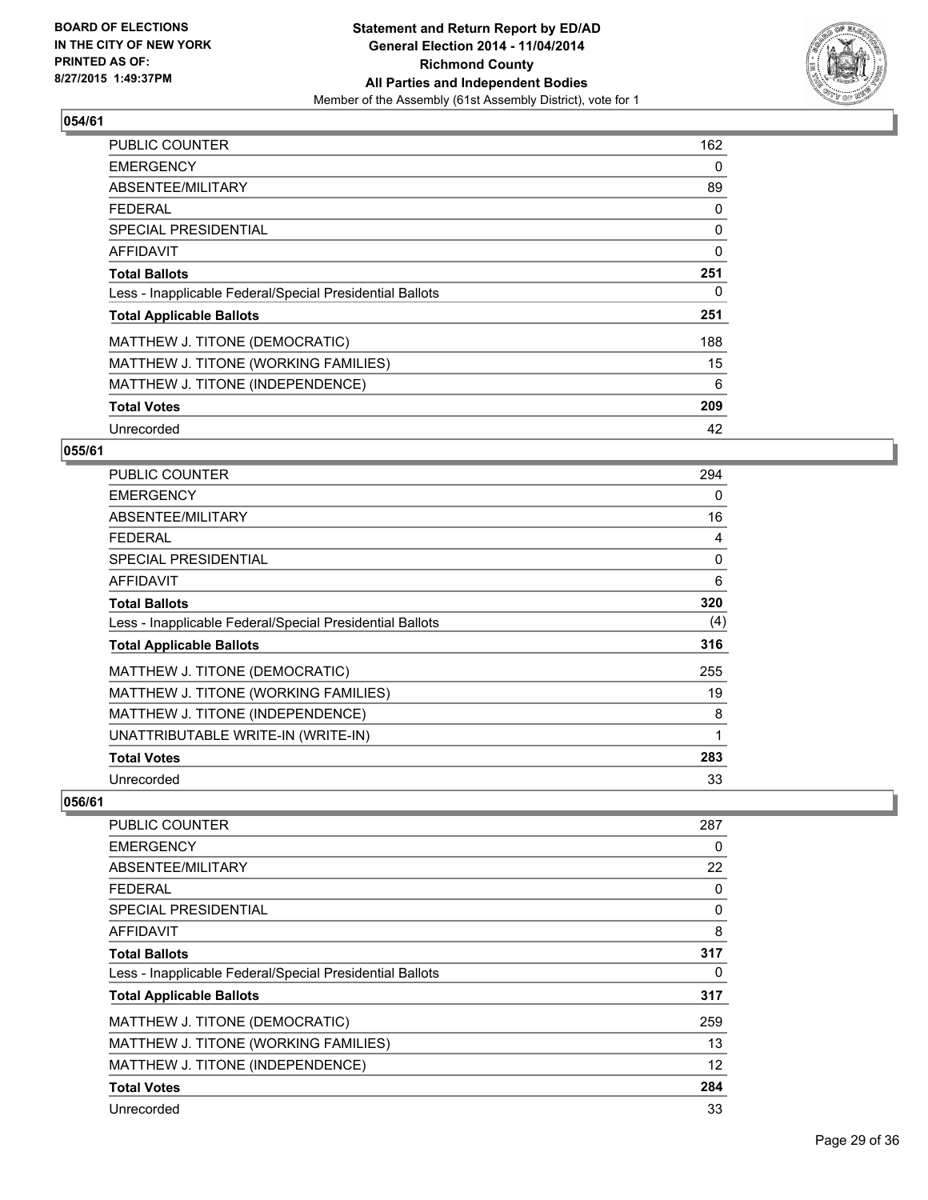**BOARD OF ELECTIONS IN THE CITY OF NEW YORK PRINTED AS OF: 8/27/2015 1:49:37PM**

**Statement and Return Report by ED/AD General Election 2014 - 11/04/2014 Richmond County All Parties and Independent Bodies**

Member of the Assembly (61st Assembly District), vote for 1

### 054/61

| | |
|---|---|
| PUBLIC COUNTER | 162 |
| EMERGENCY | 0 |
| ABSENTEE/MILITARY | 89 |
| FEDERAL | 0 |
| SPECIAL PRESIDENTIAL | 0 |
| AFFIDAVIT | 0 |
| **Total Ballots** | **251** |
| Less - Inapplicable Federal/Special Presidential Ballots | 0 |
| **Total Applicable Ballots** | **251** |
| MATTHEW J. TITONE (DEMOCRATIC) | 188 |
| MATTHEW J. TITONE (WORKING FAMILIES) | 15 |
| MATTHEW J. TITONE (INDEPENDENCE) | 6 |
| **Total Votes** | **209** |
| Unrecorded | 42 |

### 055/61

| | |
|---|---|
| PUBLIC COUNTER | 294 |
| EMERGENCY | 0 |
| ABSENTEE/MILITARY | 16 |
| FEDERAL | 4 |
| SPECIAL PRESIDENTIAL | 0 |
| AFFIDAVIT | 6 |
| **Total Ballots** | **320** |
| Less - Inapplicable Federal/Special Presidential Ballots | (4) |
| **Total Applicable Ballots** | **316** |
| MATTHEW J. TITONE (DEMOCRATIC) | 255 |
| MATTHEW J. TITONE (WORKING FAMILIES) | 19 |
| MATTHEW J. TITONE (INDEPENDENCE) | 8 |
| UNATTRIBUTABLE WRITE-IN (WRITE-IN) | 1 |
| **Total Votes** | **283** |
| Unrecorded | 33 |

### 056/61

| | |
|---|---|
| PUBLIC COUNTER | 287 |
| EMERGENCY | 0 |
| ABSENTEE/MILITARY | 22 |
| FEDERAL | 0 |
| SPECIAL PRESIDENTIAL | 0 |
| AFFIDAVIT | 8 |
| **Total Ballots** | **317** |
| Less - Inapplicable Federal/Special Presidential Ballots | 0 |
| **Total Applicable Ballots** | **317** |
| MATTHEW J. TITONE (DEMOCRATIC) | 259 |
| MATTHEW J. TITONE (WORKING FAMILIES) | 13 |
| MATTHEW J. TITONE (INDEPENDENCE) | 12 |
| **Total Votes** | **284** |
| Unrecorded | 33 |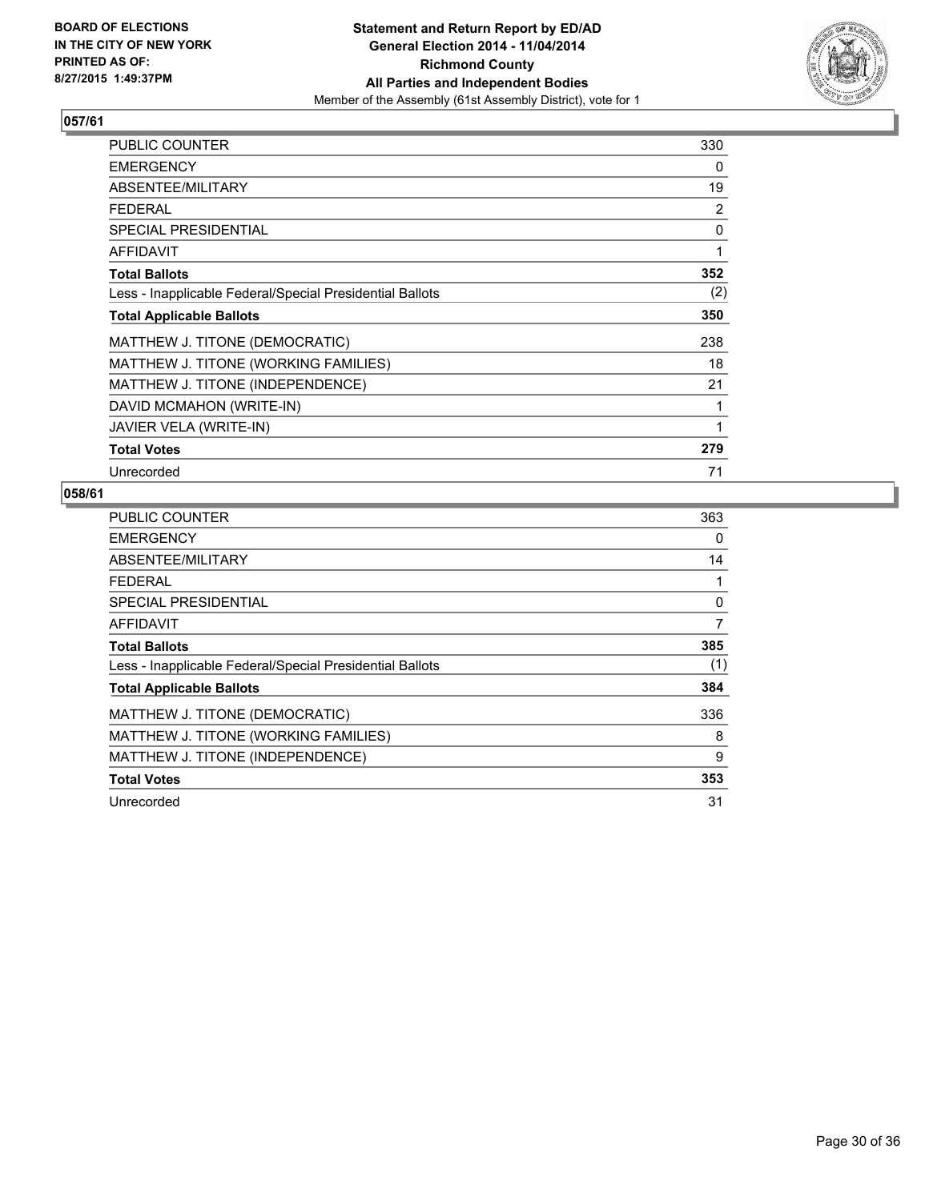BOARD OF ELECTIONS
IN THE CITY OF NEW YORK
PRINTED AS OF:
8/27/2015 1:49:37PM

**Statement and Return Report by ED/AD**
**General Election 2014 - 11/04/2014**
**Richmond County**
**All Parties and Independent Bodies**
Member of the Assembly (61st Assembly District), vote for 1

## 057/61

| | |
|---|---|
| PUBLIC COUNTER | 330 |
| EMERGENCY | 0 |
| ABSENTEE/MILITARY | 19 |
| FEDERAL | 2 |
| SPECIAL PRESIDENTIAL | 0 |
| AFFIDAVIT | 1 |
| **Total Ballots** | **352** |
| Less - Inapplicable Federal/Special Presidential Ballots | (2) |
| **Total Applicable Ballots** | **350** |
| MATTHEW J. TITONE (DEMOCRATIC) | 238 |
| MATTHEW J. TITONE (WORKING FAMILIES) | 18 |
| MATTHEW J. TITONE (INDEPENDENCE) | 21 |
| DAVID MCMAHON (WRITE-IN) | 1 |
| JAVIER VELA (WRITE-IN) | 1 |
| **Total Votes** | **279** |
| Unrecorded | 71 |

## 058/61

| | |
|---|---|
| PUBLIC COUNTER | 363 |
| EMERGENCY | 0 |
| ABSENTEE/MILITARY | 14 |
| FEDERAL | 1 |
| SPECIAL PRESIDENTIAL | 0 |
| AFFIDAVIT | 7 |
| **Total Ballots** | **385** |
| Less - Inapplicable Federal/Special Presidential Ballots | (1) |
| **Total Applicable Ballots** | **384** |
| MATTHEW J. TITONE (DEMOCRATIC) | 336 |
| MATTHEW J. TITONE (WORKING FAMILIES) | 8 |
| MATTHEW J. TITONE (INDEPENDENCE) | 9 |
| **Total Votes** | **353** |
| Unrecorded | 31 |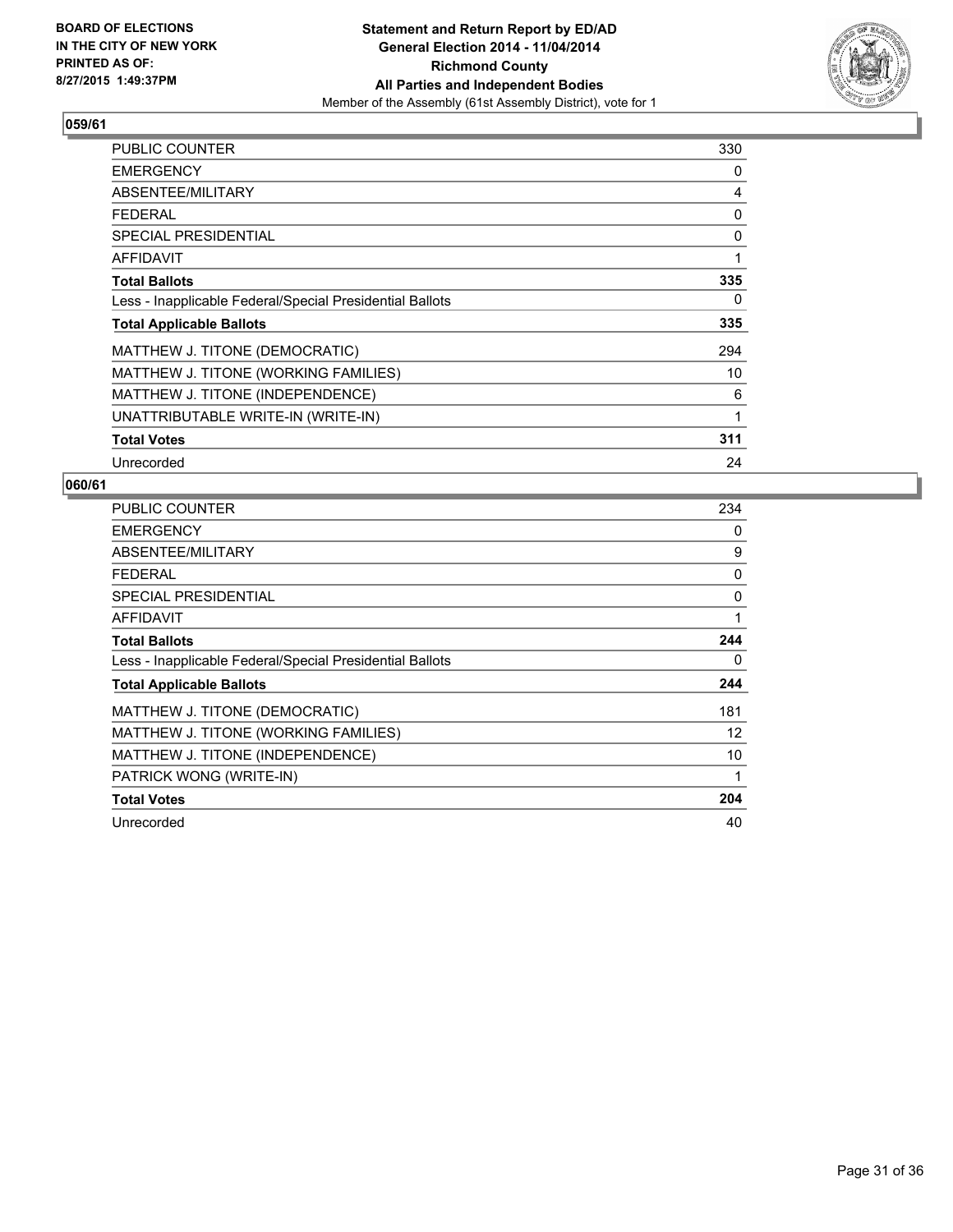**BOARD OF ELECTIONS IN THE CITY OF NEW YORK PRINTED AS OF: 8/27/2015 1:49:37PM**

**Statement and Return Report by ED/AD General Election 2014 - 11/04/2014 Richmond County All Parties and Independent Bodies**

Member of the Assembly (61st Assembly District), vote for 1

## 059/61

| | |
|---|---|
| PUBLIC COUNTER | 330 |
| EMERGENCY | 0 |
| ABSENTEE/MILITARY | 4 |
| FEDERAL | 0 |
| SPECIAL PRESIDENTIAL | 0 |
| AFFIDAVIT | 1 |
| **Total Ballots** | **335** |
| Less - Inapplicable Federal/Special Presidential Ballots | 0 |
| **Total Applicable Ballots** | **335** |
| MATTHEW J. TITONE (DEMOCRATIC) | 294 |
| MATTHEW J. TITONE (WORKING FAMILIES) | 10 |
| MATTHEW J. TITONE (INDEPENDENCE) | 6 |
| UNATTRIBUTABLE WRITE-IN (WRITE-IN) | 1 |
| **Total Votes** | **311** |
| Unrecorded | 24 |

## 060/61

| | |
|---|---|
| PUBLIC COUNTER | 234 |
| EMERGENCY | 0 |
| ABSENTEE/MILITARY | 9 |
| FEDERAL | 0 |
| SPECIAL PRESIDENTIAL | 0 |
| AFFIDAVIT | 1 |
| **Total Ballots** | **244** |
| Less - Inapplicable Federal/Special Presidential Ballots | 0 |
| **Total Applicable Ballots** | **244** |
| MATTHEW J. TITONE (DEMOCRATIC) | 181 |
| MATTHEW J. TITONE (WORKING FAMILIES) | 12 |
| MATTHEW J. TITONE (INDEPENDENCE) | 10 |
| PATRICK WONG (WRITE-IN) | 1 |
| **Total Votes** | **204** |
| Unrecorded | 40 |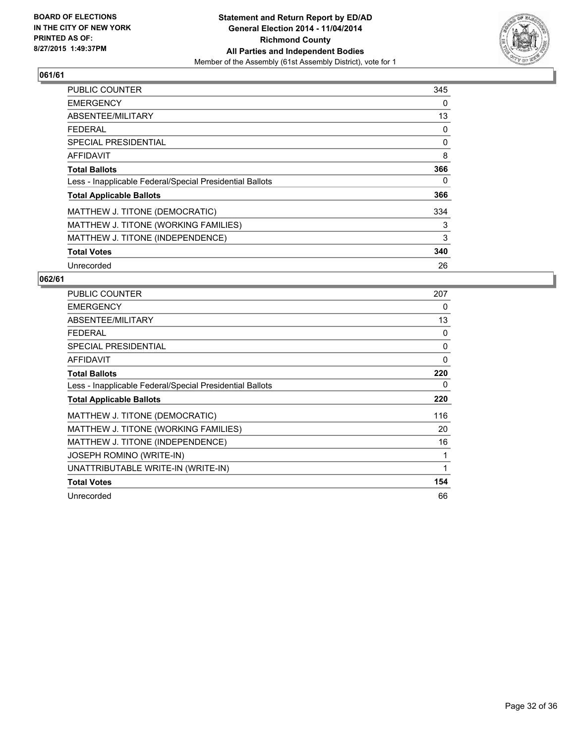BOARD OF ELECTIONS
IN THE CITY OF NEW YORK
PRINTED AS OF:
8/27/2015 1:49:37PM

**Statement and Return Report by ED/AD**
**General Election 2014 - 11/04/2014**
**Richmond County**
**All Parties and Independent Bodies**
Member of the Assembly (61st Assembly District), vote for 1

## 061/61

| | |
|---|---|
| PUBLIC COUNTER | 345 |
| EMERGENCY | 0 |
| ABSENTEE/MILITARY | 13 |
| FEDERAL | 0 |
| SPECIAL PRESIDENTIAL | 0 |
| AFFIDAVIT | 8 |
| **Total Ballots** | **366** |
| Less - Inapplicable Federal/Special Presidential Ballots | 0 |
| **Total Applicable Ballots** | **366** |
| MATTHEW J. TITONE (DEMOCRATIC) | 334 |
| MATTHEW J. TITONE (WORKING FAMILIES) | 3 |
| MATTHEW J. TITONE (INDEPENDENCE) | 3 |
| **Total Votes** | **340** |
| Unrecorded | 26 |

## 062/61

| | |
|---|---|
| PUBLIC COUNTER | 207 |
| EMERGENCY | 0 |
| ABSENTEE/MILITARY | 13 |
| FEDERAL | 0 |
| SPECIAL PRESIDENTIAL | 0 |
| AFFIDAVIT | 0 |
| **Total Ballots** | **220** |
| Less - Inapplicable Federal/Special Presidential Ballots | 0 |
| **Total Applicable Ballots** | **220** |
| MATTHEW J. TITONE (DEMOCRATIC) | 116 |
| MATTHEW J. TITONE (WORKING FAMILIES) | 20 |
| MATTHEW J. TITONE (INDEPENDENCE) | 16 |
| JOSEPH ROMINO (WRITE-IN) | 1 |
| UNATTRIBUTABLE WRITE-IN (WRITE-IN) | 1 |
| **Total Votes** | **154** |
| Unrecorded | 66 |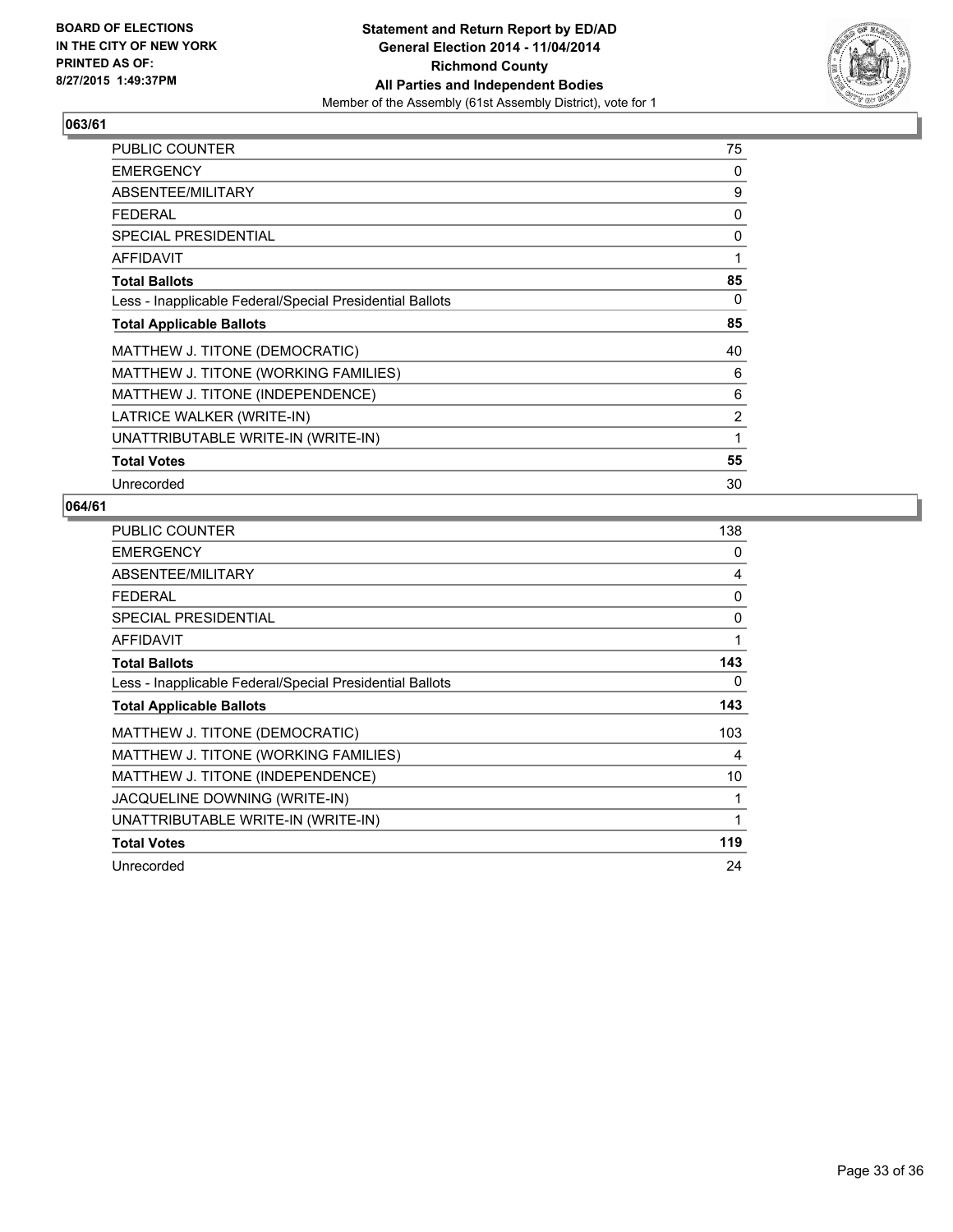BOARD OF ELECTIONS
IN THE CITY OF NEW YORK
PRINTED AS OF:
8/27/2015 1:49:37PM

**Statement and Return Report by ED/AD**
**General Election 2014 - 11/04/2014**
**Richmond County**
**All Parties and Independent Bodies**
Member of the Assembly (61st Assembly District), vote for 1

## 063/61

| | |
|---|---|
| PUBLIC COUNTER | 75 |
| EMERGENCY | 0 |
| ABSENTEE/MILITARY | 9 |
| FEDERAL | 0 |
| SPECIAL PRESIDENTIAL | 0 |
| AFFIDAVIT | 1 |
| **Total Ballots** | **85** |
| Less - Inapplicable Federal/Special Presidential Ballots | 0 |
| **Total Applicable Ballots** | **85** |
| MATTHEW J. TITONE (DEMOCRATIC) | 40 |
| MATTHEW J. TITONE (WORKING FAMILIES) | 6 |
| MATTHEW J. TITONE (INDEPENDENCE) | 6 |
| LATRICE WALKER (WRITE-IN) | 2 |
| UNATTRIBUTABLE WRITE-IN (WRITE-IN) | 1 |
| **Total Votes** | **55** |
| Unrecorded | 30 |

## 064/61

| | |
|---|---|
| PUBLIC COUNTER | 138 |
| EMERGENCY | 0 |
| ABSENTEE/MILITARY | 4 |
| FEDERAL | 0 |
| SPECIAL PRESIDENTIAL | 0 |
| AFFIDAVIT | 1 |
| **Total Ballots** | **143** |
| Less - Inapplicable Federal/Special Presidential Ballots | 0 |
| **Total Applicable Ballots** | **143** |
| MATTHEW J. TITONE (DEMOCRATIC) | 103 |
| MATTHEW J. TITONE (WORKING FAMILIES) | 4 |
| MATTHEW J. TITONE (INDEPENDENCE) | 10 |
| JACQUELINE DOWNING (WRITE-IN) | 1 |
| UNATTRIBUTABLE WRITE-IN (WRITE-IN) | 1 |
| **Total Votes** | **119** |
| Unrecorded | 24 |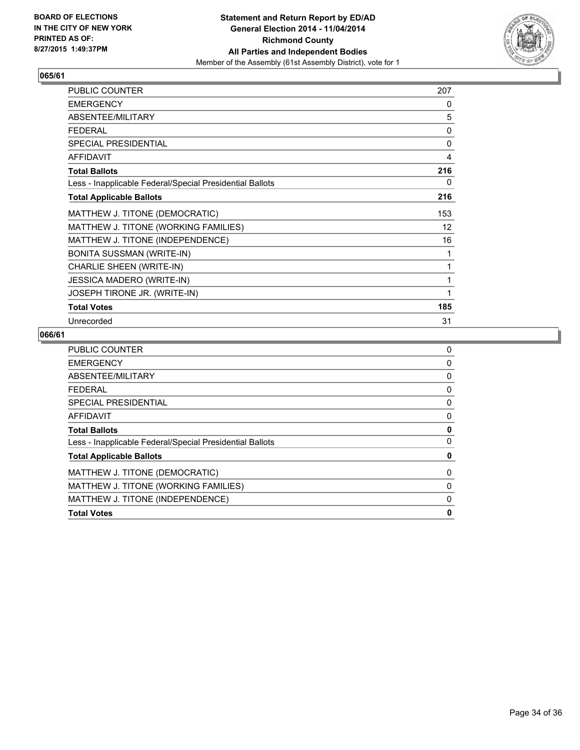**BOARD OF ELECTIONS IN THE CITY OF NEW YORK PRINTED AS OF: 8/27/2015 1:49:37PM**

**Statement and Return Report by ED/AD**
**General Election 2014 - 11/04/2014**
**Richmond County**
**All Parties and Independent Bodies**
Member of the Assembly (61st Assembly District), vote for 1

## 065/61

| | |
|---|---|
| PUBLIC COUNTER | 207 |
| EMERGENCY | 0 |
| ABSENTEE/MILITARY | 5 |
| FEDERAL | 0 |
| SPECIAL PRESIDENTIAL | 0 |
| AFFIDAVIT | 4 |
| **Total Ballots** | **216** |
| Less - Inapplicable Federal/Special Presidential Ballots | 0 |
| **Total Applicable Ballots** | **216** |
| MATTHEW J. TITONE (DEMOCRATIC) | 153 |
| MATTHEW J. TITONE (WORKING FAMILIES) | 12 |
| MATTHEW J. TITONE (INDEPENDENCE) | 16 |
| BONITA SUSSMAN (WRITE-IN) | 1 |
| CHARLIE SHEEN (WRITE-IN) | 1 |
| JESSICA MADERO (WRITE-IN) | 1 |
| JOSEPH TIRONE JR. (WRITE-IN) | 1 |
| **Total Votes** | **185** |
| Unrecorded | 31 |

## 066/61

| | |
|---|---|
| PUBLIC COUNTER | 0 |
| EMERGENCY | 0 |
| ABSENTEE/MILITARY | 0 |
| FEDERAL | 0 |
| SPECIAL PRESIDENTIAL | 0 |
| AFFIDAVIT | 0 |
| **Total Ballots** | **0** |
| Less - Inapplicable Federal/Special Presidential Ballots | 0 |
| **Total Applicable Ballots** | **0** |
| MATTHEW J. TITONE (DEMOCRATIC) | 0 |
| MATTHEW J. TITONE (WORKING FAMILIES) | 0 |
| MATTHEW J. TITONE (INDEPENDENCE) | 0 |
| **Total Votes** | **0** |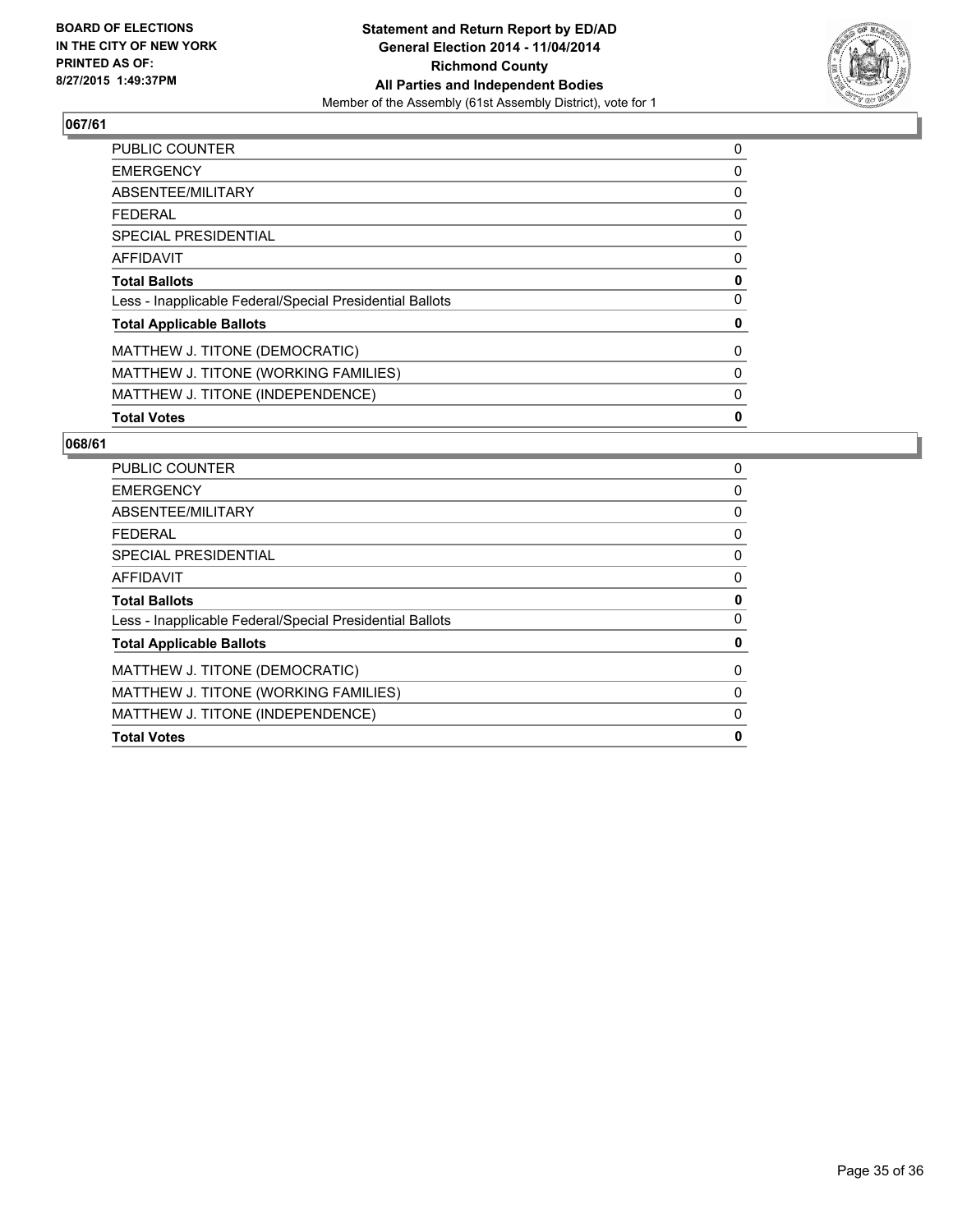## 067/61

| | |
|---|---|
| PUBLIC COUNTER | 0 |
| EMERGENCY | 0 |
| ABSENTEE/MILITARY | 0 |
| FEDERAL | 0 |
| SPECIAL PRESIDENTIAL | 0 |
| AFFIDAVIT | 0 |
| **Total Ballots** | **0** |
| Less - Inapplicable Federal/Special Presidential Ballots | 0 |
| **Total Applicable Ballots** | **0** |
| MATTHEW J. TITONE (DEMOCRATIC) | 0 |
| MATTHEW J. TITONE (WORKING FAMILIES) | 0 |
| MATTHEW J. TITONE (INDEPENDENCE) | 0 |
| **Total Votes** | **0** |

## 068/61

| | |
|---|---|
| PUBLIC COUNTER | 0 |
| EMERGENCY | 0 |
| ABSENTEE/MILITARY | 0 |
| FEDERAL | 0 |
| SPECIAL PRESIDENTIAL | 0 |
| AFFIDAVIT | 0 |
| **Total Ballots** | **0** |
| Less - Inapplicable Federal/Special Presidential Ballots | 0 |
| **Total Applicable Ballots** | **0** |
| MATTHEW J. TITONE (DEMOCRATIC) | 0 |
| MATTHEW J. TITONE (WORKING FAMILIES) | 0 |
| MATTHEW J. TITONE (INDEPENDENCE) | 0 |
| **Total Votes** | **0** |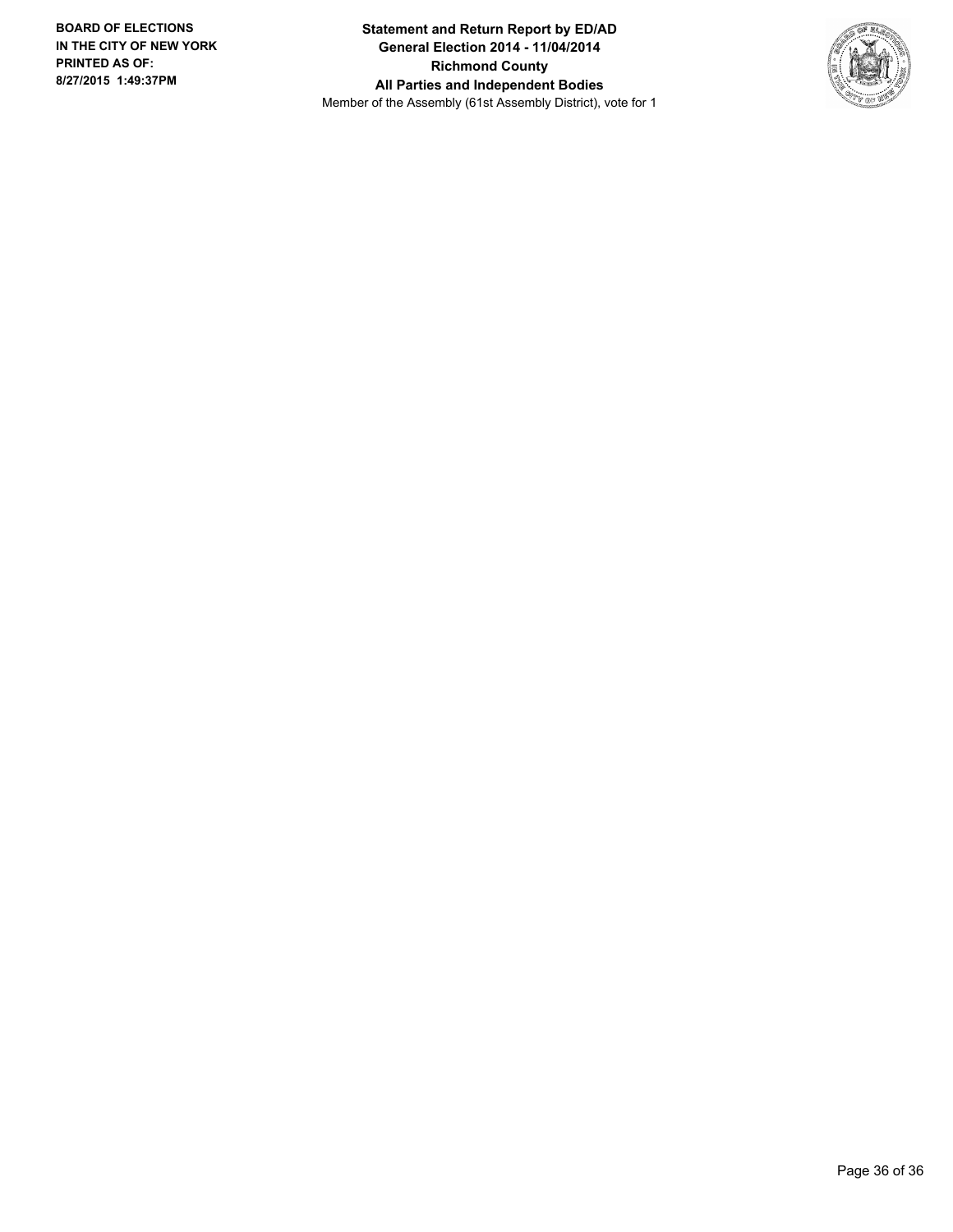**BOARD OF ELECTIONS**
**IN THE CITY OF NEW YORK**
**PRINTED AS OF:**
**8/27/2015 1:49:37PM**

**Statement and Return Report by ED/AD**
**General Election 2014 - 11/04/2014**
**Richmond County**
**All Parties and Independent Bodies**
Member of the Assembly (61st Assembly District), vote for 1